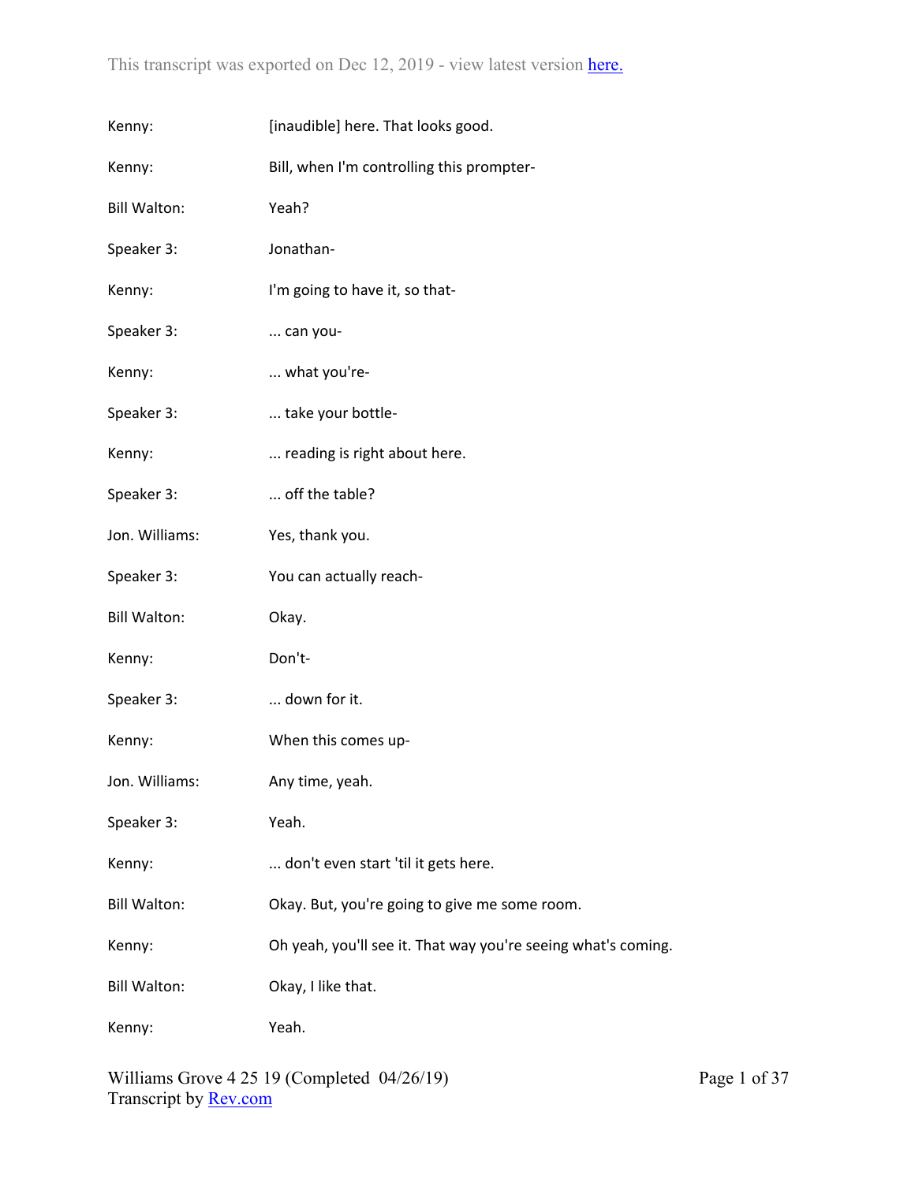Kenny: [inaudible] here. That looks good.

Kenny: Bill, when I'm controlling this prompter-

Bill Walton: Yeah?

Speaker 3: Jonathan-

Kenny: I'm going to have it, so that-

Speaker 3: ... can you-

Kenny: ... what you're-

Speaker 3: ... take your bottle-

Kenny: ... reading is right about here.

Speaker 3: ... off the table?

Jon. Williams: Yes, thank you.

Speaker 3: You can actually reach-

Bill Walton: Okay.

Kenny: Don't-

Speaker 3: ... down for it.

Kenny: When this comes up-

Jon. Williams: Any time, yeah.

Speaker 3: Yeah.

Kenny: ... don't even start 'til it gets here.

Bill Walton: Okay. But, you're going to give me some room.

Kenny: Oh yeah, you'll see it. That way you're seeing what's coming.

Bill Walton: Okay, I like that.

Kenny: Yeah.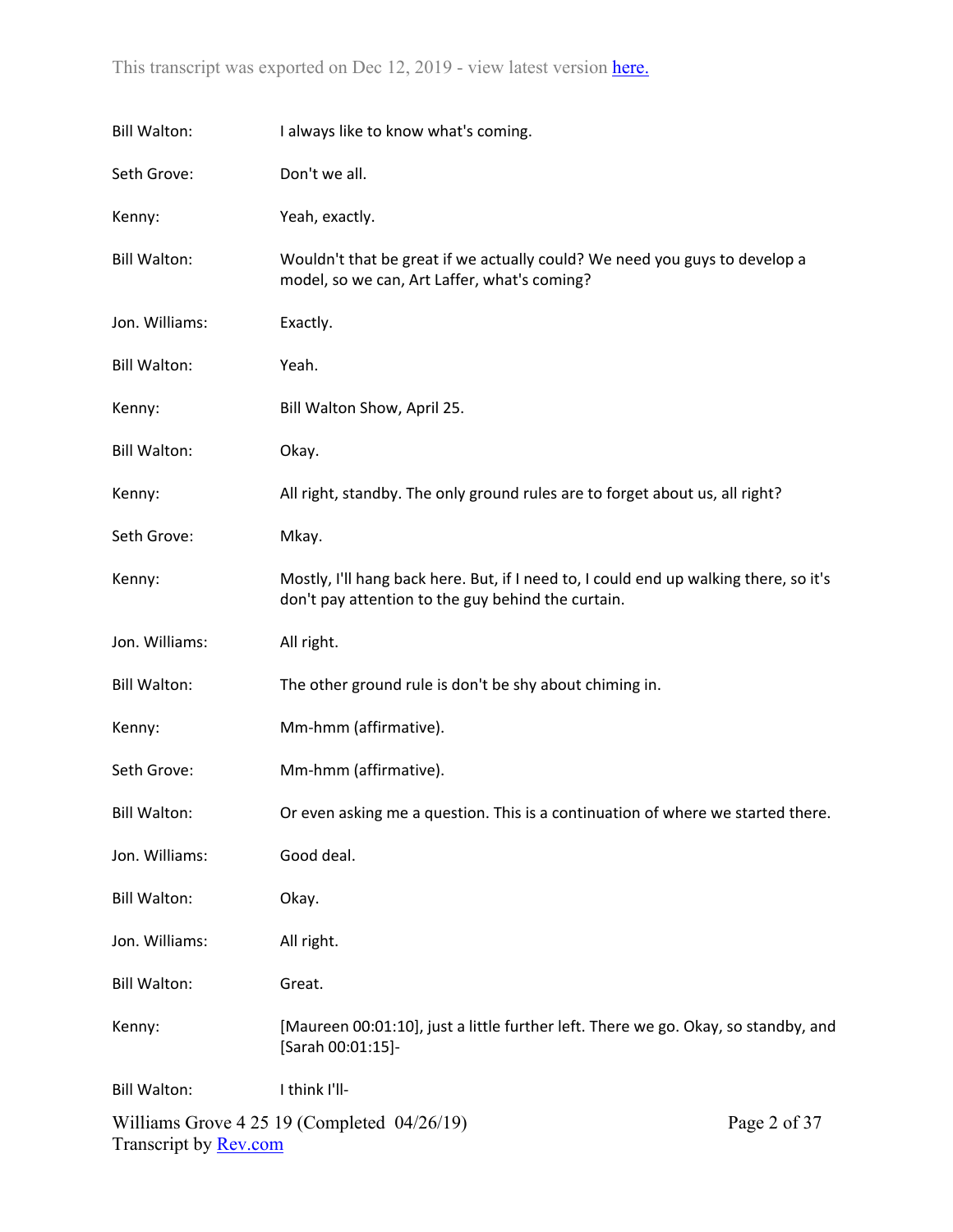Bill Walton: I always like to know what's coming.

Seth Grove: Don't we all.

Kenny: Yeah, exactly.

Bill Walton: Wouldn't that be great if we actually could? We need you guys to develop a model, so we can, Art Laffer, what's coming?

Jon. Williams: Exactly.

Bill Walton: Yeah.

Kenny: Bill Walton Show, April 25.

Bill Walton: Okay.

Kenny: All right, standby. The only ground rules are to forget about us, all right?

Seth Grove: Mkay.

Kenny: Mostly, I'll hang back here. But, if I need to, I could end up walking there, so it's don't pay attention to the guy behind the curtain.

Jon. Williams: All right.

Bill Walton: The other ground rule is don't be shy about chiming in.

Kenny: Mm-hmm (affirmative).

Seth Grove: Mm-hmm (affirmative).

Bill Walton: Or even asking me a question. This is a continuation of where we started there.

Jon. Williams: Good deal.

Bill Walton: Okay.

Jon. Williams: All right.

Bill Walton: Great.

Kenny: [Maureen 00:01:10], just a little further left. There we go. Okay, so standby, and [Sarah 00:01:15]-

Bill Walton: I think I'll-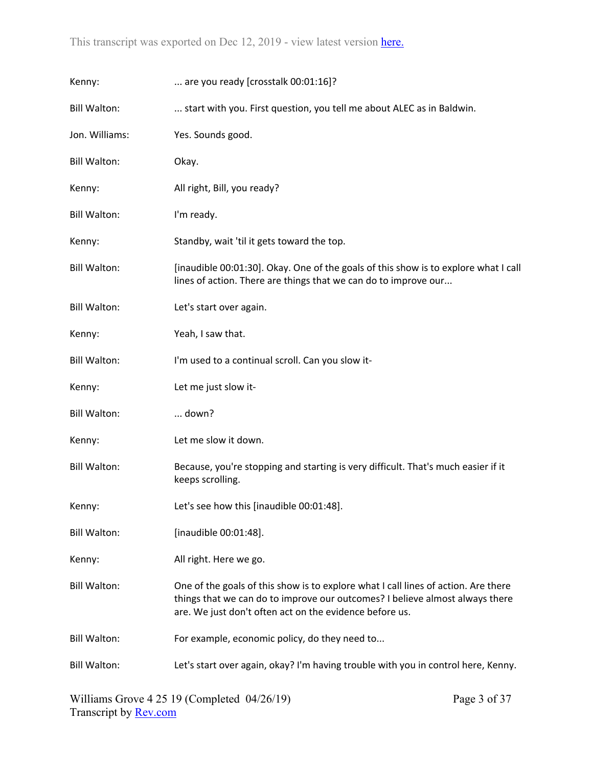Kenny: ... are you ready [crosstalk 00:01:16]?

Bill Walton: ... start with you. First question, you tell me about ALEC as in Baldwin.

Jon. Williams: Yes. Sounds good.

Bill Walton: Okay.

Kenny: All right, Bill, you ready?

Bill Walton: I'm ready.

Kenny: Standby, wait 'til it gets toward the top.

Bill Walton: [inaudible 00:01:30]. Okay. One of the goals of this show is to explore what I call lines of action. There are things that we can do to improve our...

Bill Walton: Let's start over again.

Kenny: Yeah, I saw that.

Bill Walton: I'm used to a continual scroll. Can you slow it-

Kenny: Let me just slow it-

Bill Walton: ... down?

Kenny: Let me slow it down.

Bill Walton: Because, you're stopping and starting is very difficult. That's much easier if it keeps scrolling.

Kenny: Let's see how this [inaudible 00:01:48].

Bill Walton: [inaudible 00:01:48].

Kenny: All right. Here we go.

Bill Walton: One of the goals of this show is to explore what I call lines of action. Are there things that we can do to improve our outcomes? I believe almost always there are. We just don't often act on the evidence before us.

Bill Walton: For example, economic policy, do they need to...

Bill Walton: Let's start over again, okay? I'm having trouble with you in control here, Kenny.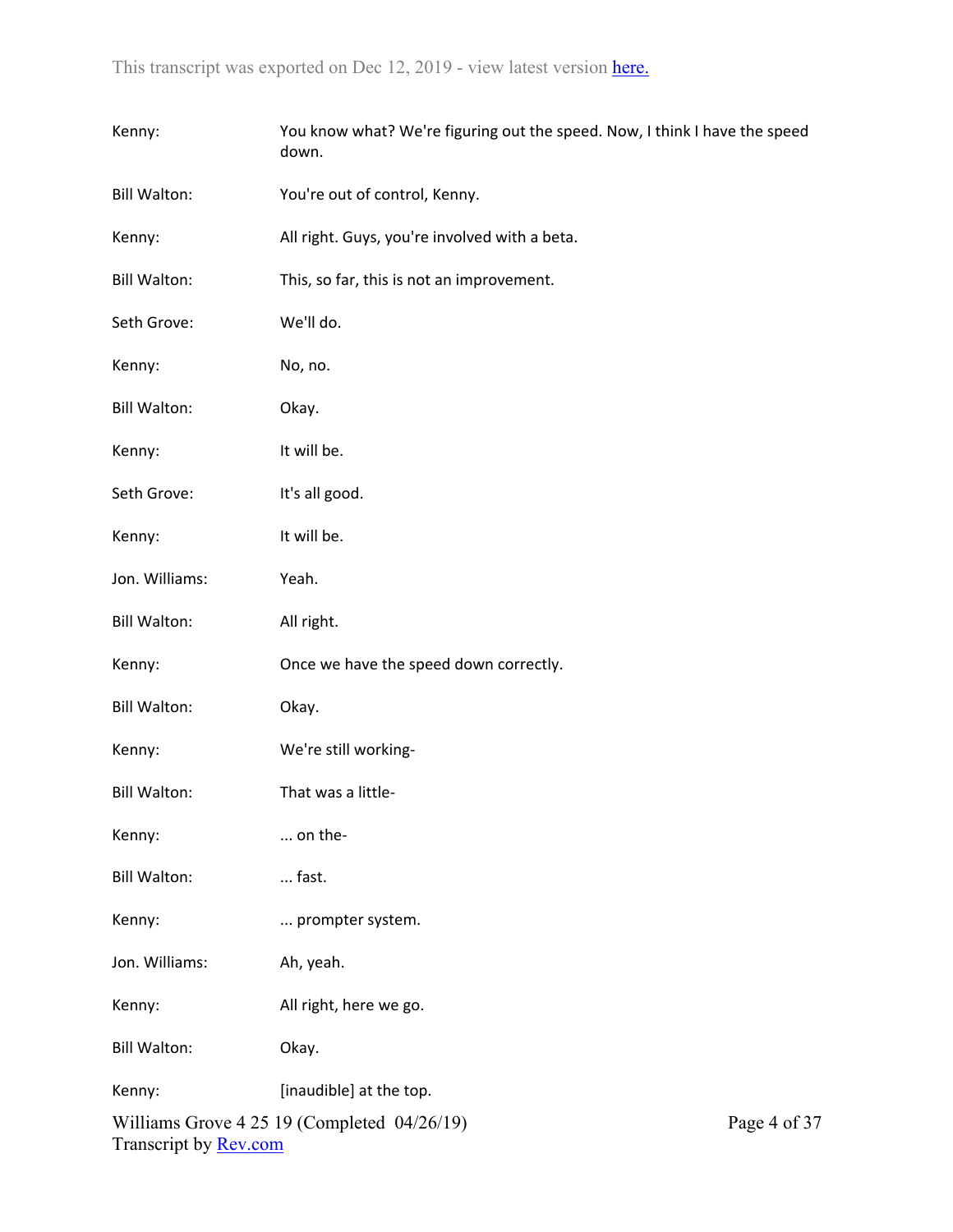Kenny: You know what? We're figuring out the speed. Now, I think I have the speed down.

Bill Walton: You're out of control, Kenny.

Kenny: All right. Guys, you're involved with a beta.

Bill Walton: This, so far, this is not an improvement.

Seth Grove: We'll do.

Kenny: No, no.

Bill Walton: Okay.

Kenny: It will be.

Seth Grove: It's all good.

Kenny: It will be.

Jon. Williams: Yeah.

Bill Walton: All right.

Kenny: Once we have the speed down correctly.

Bill Walton: Okay.

Kenny: We're still working-

Bill Walton: That was a little-

Kenny: ... on the-

Bill Walton: ... fast.

Kenny: ... prompter system.

Jon. Williams: Ah, yeah.

Kenny: All right, here we go.

Bill Walton: Okay.

Kenny: [inaudible] at the top.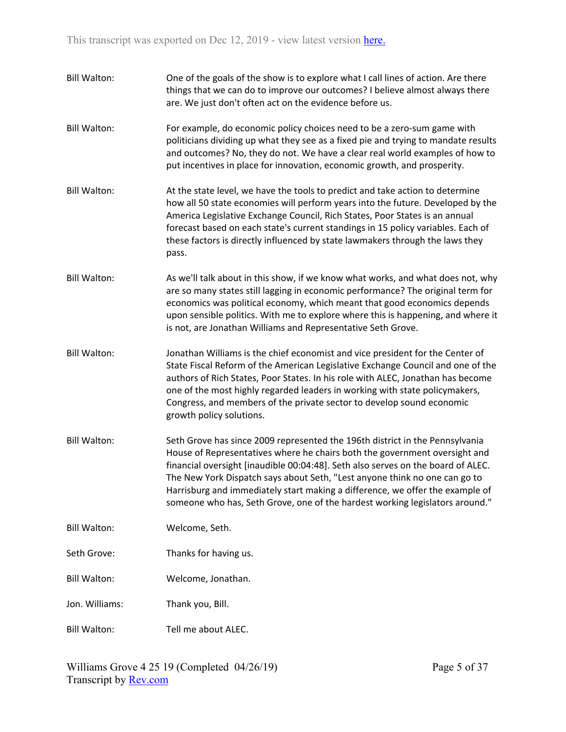Bill Walton: One of the goals of the show is to explore what I call lines of action. Are there things that we can do to improve our outcomes? I believe almost always there are. We just don't often act on the evidence before us.

Bill Walton: For example, do economic policy choices need to be a zero-sum game with politicians dividing up what they see as a fixed pie and trying to mandate results and outcomes? No, they do not. We have a clear real world examples of how to put incentives in place for innovation, economic growth, and prosperity.

Bill Walton: At the state level, we have the tools to predict and take action to determine how all 50 state economies will perform years into the future. Developed by the America Legislative Exchange Council, Rich States, Poor States is an annual forecast based on each state's current standings in 15 policy variables. Each of these factors is directly influenced by state lawmakers through the laws they pass.

Bill Walton: As we'll talk about in this show, if we know what works, and what does not, why are so many states still lagging in economic performance? The original term for economics was political economy, which meant that good economics depends upon sensible politics. With me to explore where this is happening, and where it is not, are Jonathan Williams and Representative Seth Grove.

Bill Walton: Jonathan Williams is the chief economist and vice president for the Center of State Fiscal Reform of the American Legislative Exchange Council and one of the authors of Rich States, Poor States. In his role with ALEC, Jonathan has become one of the most highly regarded leaders in working with state policymakers, Congress, and members of the private sector to develop sound economic growth policy solutions.

Bill Walton: Seth Grove has since 2009 represented the 196th district in the Pennsylvania House of Representatives where he chairs both the government oversight and financial oversight [inaudible 00:04:48]. Seth also serves on the board of ALEC. The New York Dispatch says about Seth, "Lest anyone think no one can go to Harrisburg and immediately start making a difference, we offer the example of someone who has, Seth Grove, one of the hardest working legislators around."

Bill Walton: Welcome, Seth.

Seth Grove: Thanks for having us.

Bill Walton: Welcome, Jonathan.

Jon. Williams: Thank you, Bill.

Bill Walton: Tell me about ALEC.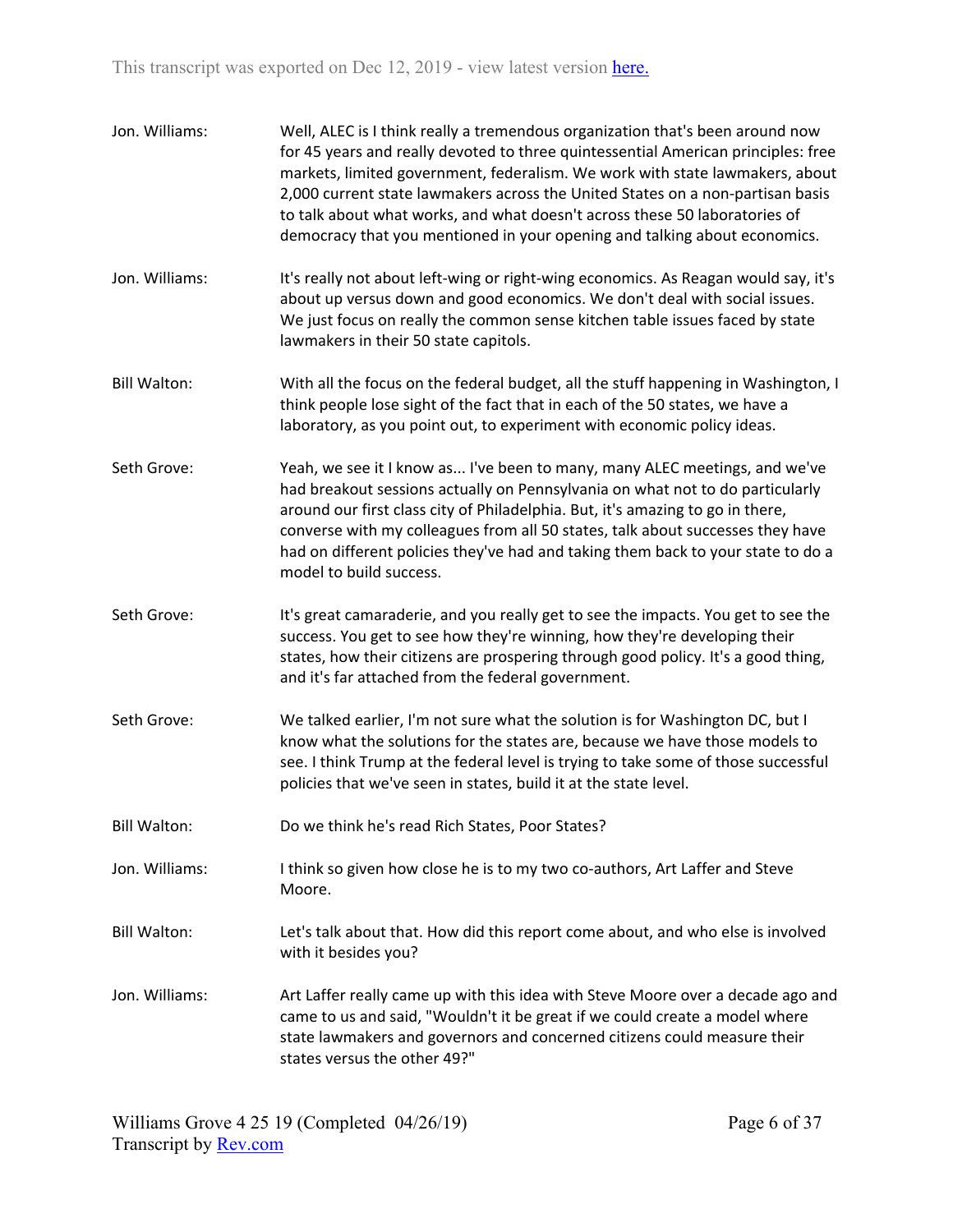Jon. Williams: Well, ALEC is I think really a tremendous organization that's been around now for 45 years and really devoted to three quintessential American principles: free markets, limited government, federalism. We work with state lawmakers, about 2,000 current state lawmakers across the United States on a non-partisan basis to talk about what works, and what doesn't across these 50 laboratories of democracy that you mentioned in your opening and talking about economics.

Jon. Williams: It's really not about left-wing or right-wing economics. As Reagan would say, it's about up versus down and good economics. We don't deal with social issues. We just focus on really the common sense kitchen table issues faced by state lawmakers in their 50 state capitols.

Bill Walton: With all the focus on the federal budget, all the stuff happening in Washington, I think people lose sight of the fact that in each of the 50 states, we have a laboratory, as you point out, to experiment with economic policy ideas.

Seth Grove: Yeah, we see it I know as... I've been to many, many ALEC meetings, and we've had breakout sessions actually on Pennsylvania on what not to do particularly around our first class city of Philadelphia. But, it's amazing to go in there, converse with my colleagues from all 50 states, talk about successes they have had on different policies they've had and taking them back to your state to do a model to build success.

Seth Grove: It's great camaraderie, and you really get to see the impacts. You get to see the success. You get to see how they're winning, how they're developing their states, how their citizens are prospering through good policy. It's a good thing, and it's far attached from the federal government.

Seth Grove: We talked earlier, I'm not sure what the solution is for Washington DC, but I know what the solutions for the states are, because we have those models to see. I think Trump at the federal level is trying to take some of those successful policies that we've seen in states, build it at the state level.

Bill Walton: Do we think he's read Rich States, Poor States?

Jon. Williams: I think so given how close he is to my two co-authors, Art Laffer and Steve Moore.

Bill Walton: Let's talk about that. How did this report come about, and who else is involved with it besides you?

Jon. Williams: Art Laffer really came up with this idea with Steve Moore over a decade ago and came to us and said, "Wouldn't it be great if we could create a model where state lawmakers and governors and concerned citizens could measure their states versus the other 49?"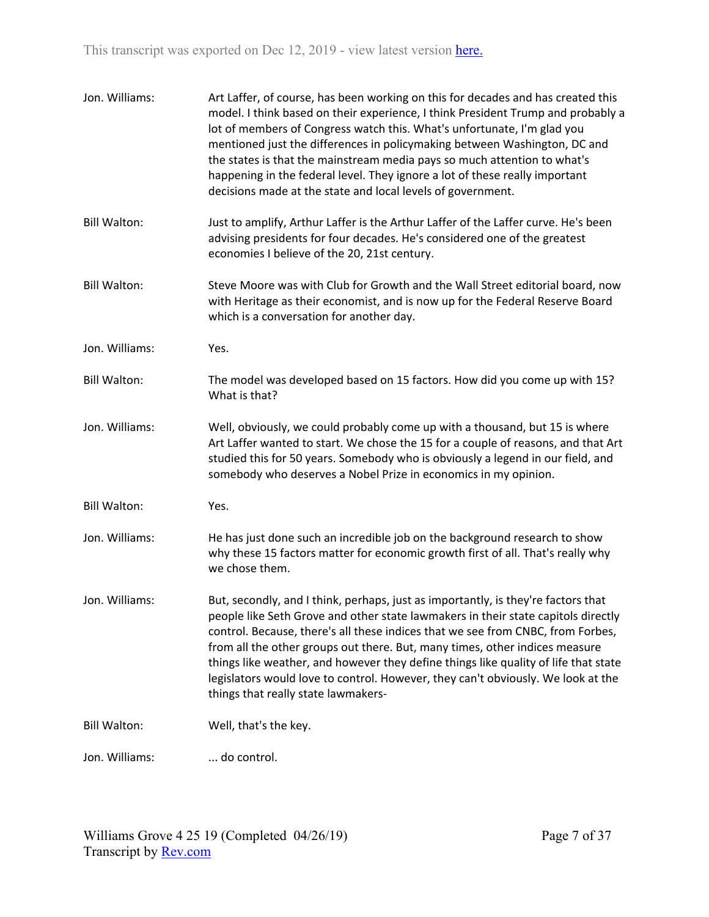Jon. Williams: Art Laffer, of course, has been working on this for decades and has created this model. I think based on their experience, I think President Trump and probably a lot of members of Congress watch this. What's unfortunate, I'm glad you mentioned just the differences in policymaking between Washington, DC and the states is that the mainstream media pays so much attention to what's happening in the federal level. They ignore a lot of these really important decisions made at the state and local levels of government.

Bill Walton: Just to amplify, Arthur Laffer is the Arthur Laffer of the Laffer curve. He's been advising presidents for four decades. He's considered one of the greatest economies I believe of the 20, 21st century.

Bill Walton: Steve Moore was with Club for Growth and the Wall Street editorial board, now with Heritage as their economist, and is now up for the Federal Reserve Board which is a conversation for another day.

Jon. Williams: Yes.

Bill Walton: The model was developed based on 15 factors. How did you come up with 15? What is that?

Jon. Williams: Well, obviously, we could probably come up with a thousand, but 15 is where Art Laffer wanted to start. We chose the 15 for a couple of reasons, and that Art studied this for 50 years. Somebody who is obviously a legend in our field, and somebody who deserves a Nobel Prize in economics in my opinion.

Bill Walton: Yes.

Jon. Williams: He has just done such an incredible job on the background research to show why these 15 factors matter for economic growth first of all. That's really why we chose them.

Jon. Williams: But, secondly, and I think, perhaps, just as importantly, is they're factors that people like Seth Grove and other state lawmakers in their state capitols directly control. Because, there's all these indices that we see from CNBC, from Forbes, from all the other groups out there. But, many times, other indices measure things like weather, and however they define things like quality of life that state legislators would love to control. However, they can't obviously. We look at the things that really state lawmakers-

Bill Walton: Well, that's the key.

Jon. Williams: ... do control.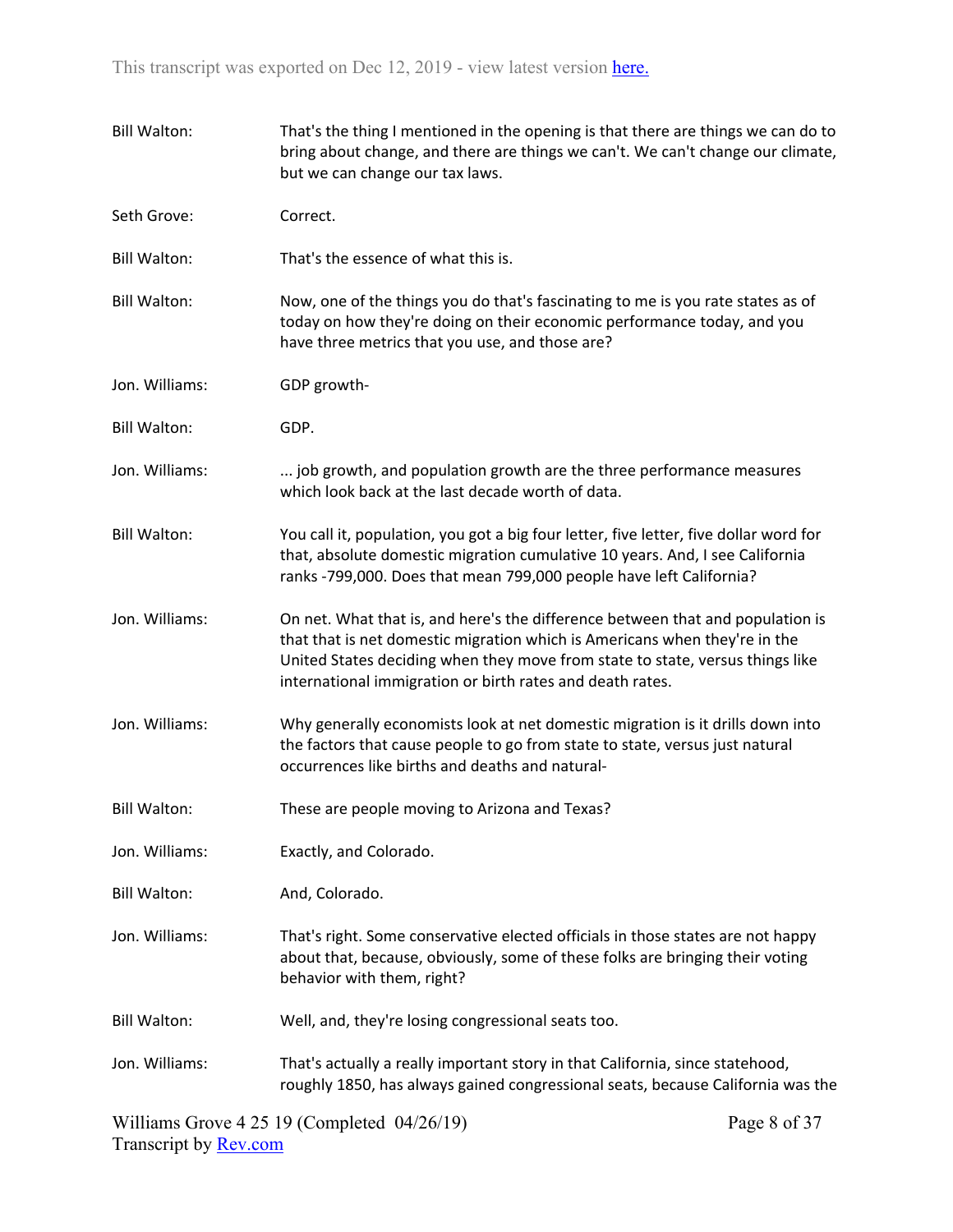Bill Walton: That's the thing I mentioned in the opening is that there are things we can do to bring about change, and there are things we can't. We can't change our climate, but we can change our tax laws.

Seth Grove: Correct.

Bill Walton: That's the essence of what this is.

Bill Walton: Now, one of the things you do that's fascinating to me is you rate states as of today on how they're doing on their economic performance today, and you have three metrics that you use, and those are?

Jon. Williams: GDP growth-

Bill Walton: GDP.

Jon. Williams: ... job growth, and population growth are the three performance measures which look back at the last decade worth of data.

Bill Walton: You call it, population, you got a big four letter, five letter, five dollar word for that, absolute domestic migration cumulative 10 years. And, I see California ranks -799,000. Does that mean 799,000 people have left California?

Jon. Williams: On net. What that is, and here's the difference between that and population is that that is net domestic migration which is Americans when they're in the United States deciding when they move from state to state, versus things like international immigration or birth rates and death rates.

Jon. Williams: Why generally economists look at net domestic migration is it drills down into the factors that cause people to go from state to state, versus just natural occurrences like births and deaths and natural-

Bill Walton: These are people moving to Arizona and Texas?

Jon. Williams: Exactly, and Colorado.

Bill Walton: And, Colorado.

Jon. Williams: That's right. Some conservative elected officials in those states are not happy about that, because, obviously, some of these folks are bringing their voting behavior with them, right?

Bill Walton: Well, and, they're losing congressional seats too.

Jon. Williams: That's actually a really important story in that California, since statehood, roughly 1850, has always gained congressional seats, because California was the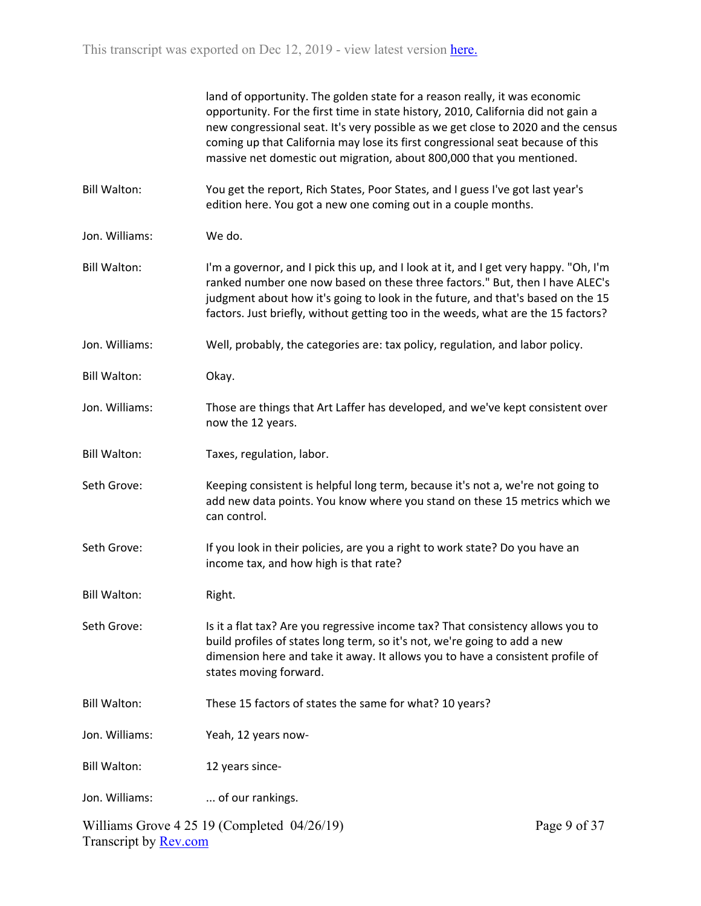land of opportunity. The golden state for a reason really, it was economic opportunity. For the first time in state history, 2010, California did not gain a new congressional seat. It's very possible as we get close to 2020 and the census coming up that California may lose its first congressional seat because of this massive net domestic out migration, about 800,000 that you mentioned.

**Bill Walton:** You get the report, Rich States, Poor States, and I guess I've got last year's edition here. You got a new one coming out in a couple months.

**Jon. Williams:** We do.

**Bill Walton:** I'm a governor, and I pick this up, and I look at it, and I get very happy. "Oh, I'm ranked number one now based on these three factors." But, then I have ALEC's judgment about how it's going to look in the future, and that's based on the 15 factors. Just briefly, without getting too in the weeds, what are the 15 factors?

**Jon. Williams:** Well, probably, the categories are: tax policy, regulation, and labor policy.

**Bill Walton:** Okay.

**Jon. Williams:** Those are things that Art Laffer has developed, and we've kept consistent over now the 12 years.

**Bill Walton:** Taxes, regulation, labor.

**Seth Grove:** Keeping consistent is helpful long term, because it's not a, we're not going to add new data points. You know where you stand on these 15 metrics which we can control.

**Seth Grove:** If you look in their policies, are you a right to work state? Do you have an income tax, and how high is that rate?

**Bill Walton:** Right.

**Seth Grove:** Is it a flat tax? Are you regressive income tax? That consistency allows you to build profiles of states long term, so it's not, we're going to add a new dimension here and take it away. It allows you to have a consistent profile of states moving forward.

**Bill Walton:** These 15 factors of states the same for what? 10 years?

**Jon. Williams:** Yeah, 12 years now-

**Bill Walton:** 12 years since-

**Jon. Williams:** ... of our rankings.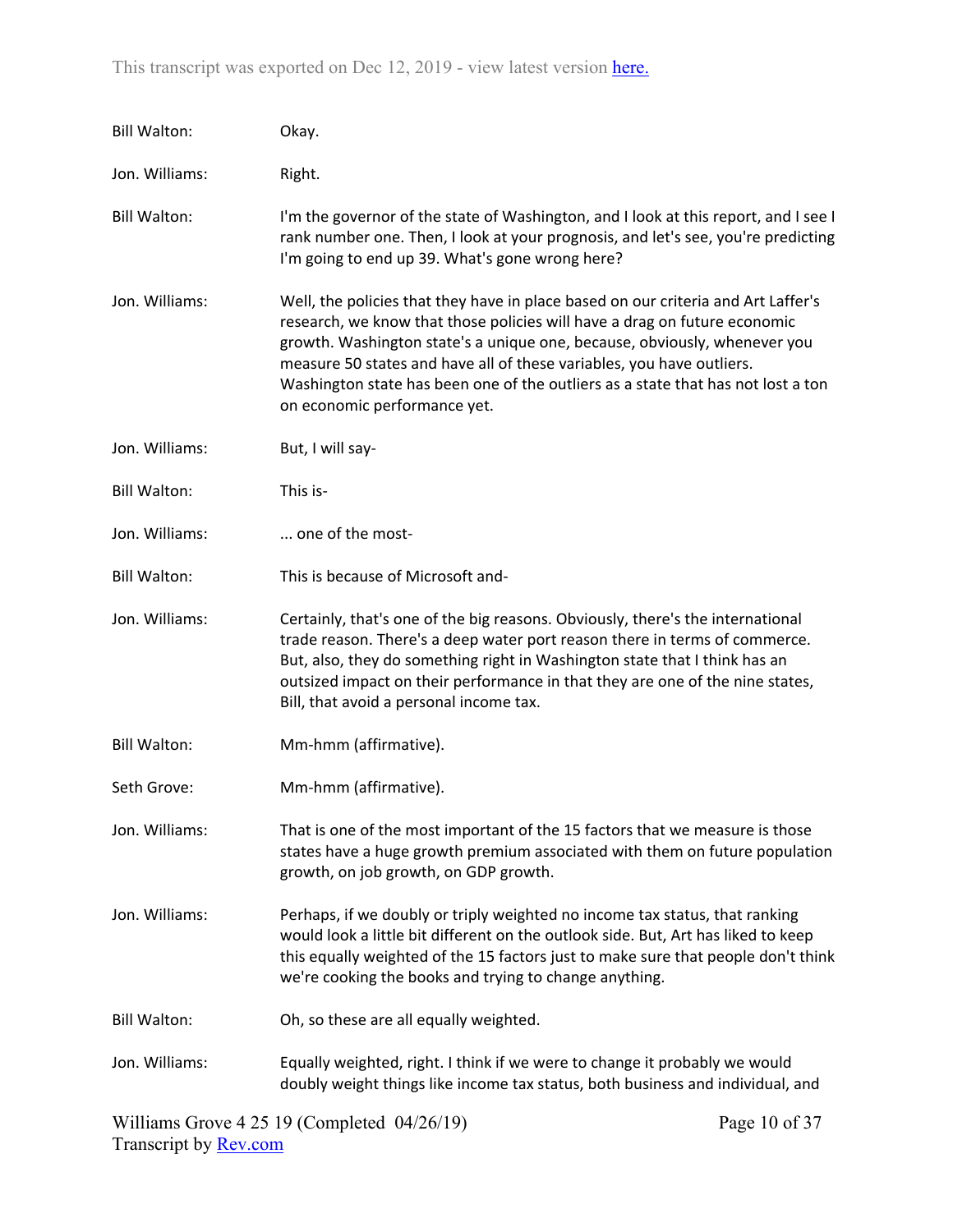Bill Walton: Okay.

Jon. Williams: Right.

Bill Walton: I'm the governor of the state of Washington, and I look at this report, and I see I rank number one. Then, I look at your prognosis, and let's see, you're predicting I'm going to end up 39. What's gone wrong here?

Jon. Williams: Well, the policies that they have in place based on our criteria and Art Laffer's research, we know that those policies will have a drag on future economic growth. Washington state's a unique one, because, obviously, whenever you measure 50 states and have all of these variables, you have outliers. Washington state has been one of the outliers as a state that has not lost a ton on economic performance yet.

Jon. Williams: But, I will say-

Bill Walton: This is-

Jon. Williams: ... one of the most-

Bill Walton: This is because of Microsoft and-

Jon. Williams: Certainly, that's one of the big reasons. Obviously, there's the international trade reason. There's a deep water port reason there in terms of commerce. But, also, they do something right in Washington state that I think has an outsized impact on their performance in that they are one of the nine states, Bill, that avoid a personal income tax.

Bill Walton: Mm-hmm (affirmative).

Seth Grove: Mm-hmm (affirmative).

Jon. Williams: That is one of the most important of the 15 factors that we measure is those states have a huge growth premium associated with them on future population growth, on job growth, on GDP growth.

Jon. Williams: Perhaps, if we doubly or triply weighted no income tax status, that ranking would look a little bit different on the outlook side. But, Art has liked to keep this equally weighted of the 15 factors just to make sure that people don't think we're cooking the books and trying to change anything.

Bill Walton: Oh, so these are all equally weighted.

Jon. Williams: Equally weighted, right. I think if we were to change it probably we would doubly weight things like income tax status, both business and individual, and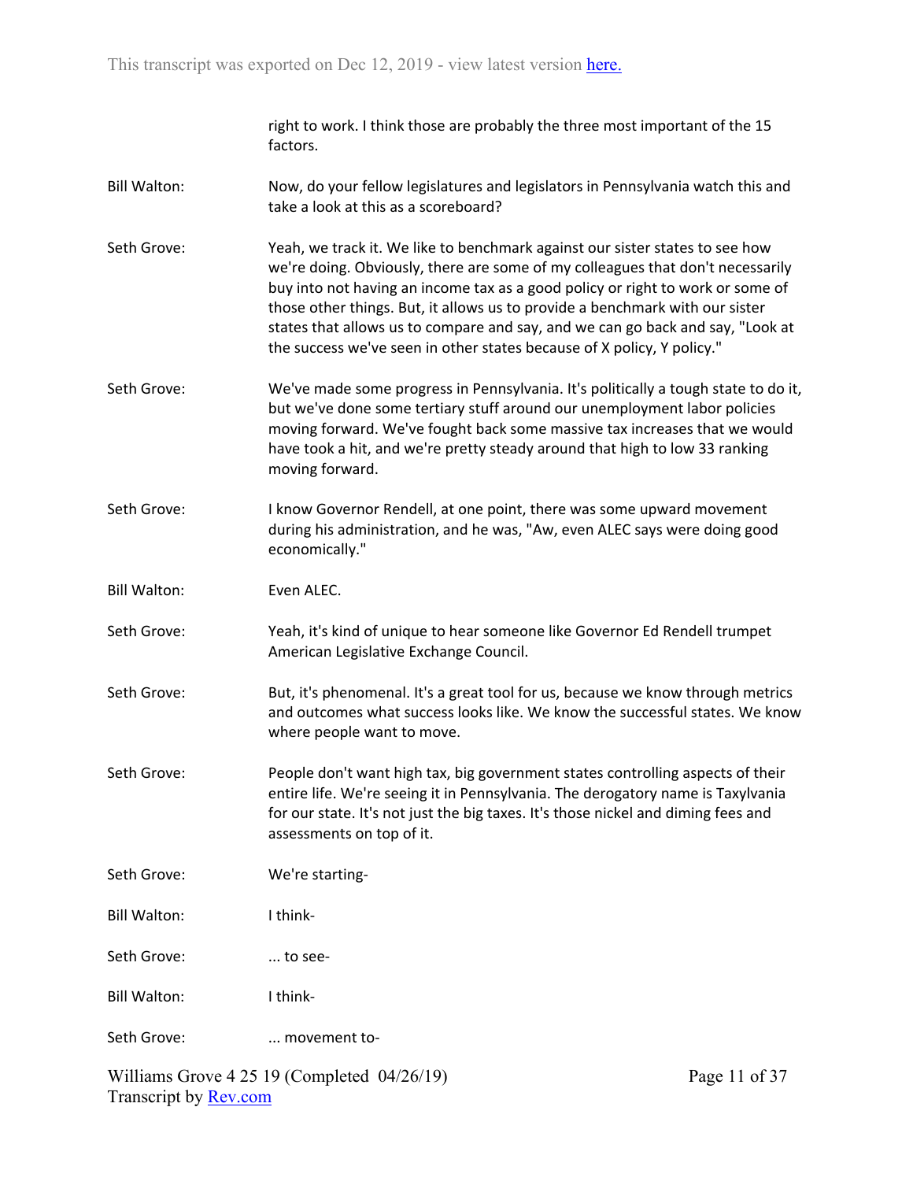right to work. I think those are probably the three most important of the 15 factors.

**Bill Walton:** Now, do your fellow legislatures and legislators in Pennsylvania watch this and take a look at this as a scoreboard?

**Seth Grove:** Yeah, we track it. We like to benchmark against our sister states to see how we're doing. Obviously, there are some of my colleagues that don't necessarily buy into not having an income tax as a good policy or right to work or some of those other things. But, it allows us to provide a benchmark with our sister states that allows us to compare and say, and we can go back and say, "Look at the success we've seen in other states because of X policy, Y policy."

**Seth Grove:** We've made some progress in Pennsylvania. It's politically a tough state to do it, but we've done some tertiary stuff around our unemployment labor policies moving forward. We've fought back some massive tax increases that we would have took a hit, and we're pretty steady around that high to low 33 ranking moving forward.

**Seth Grove:** I know Governor Rendell, at one point, there was some upward movement during his administration, and he was, "Aw, even ALEC says were doing good economically."

**Bill Walton:** Even ALEC.

**Seth Grove:** Yeah, it's kind of unique to hear someone like Governor Ed Rendell trumpet American Legislative Exchange Council.

**Seth Grove:** But, it's phenomenal. It's a great tool for us, because we know through metrics and outcomes what success looks like. We know the successful states. We know where people want to move.

**Seth Grove:** People don't want high tax, big government states controlling aspects of their entire life. We're seeing it in Pennsylvania. The derogatory name is Taxylvania for our state. It's not just the big taxes. It's those nickel and diming fees and assessments on top of it.

**Seth Grove:** We're starting-

**Bill Walton:** I think-

**Seth Grove:** ... to see-

**Bill Walton:** I think-

**Seth Grove:** ... movement to-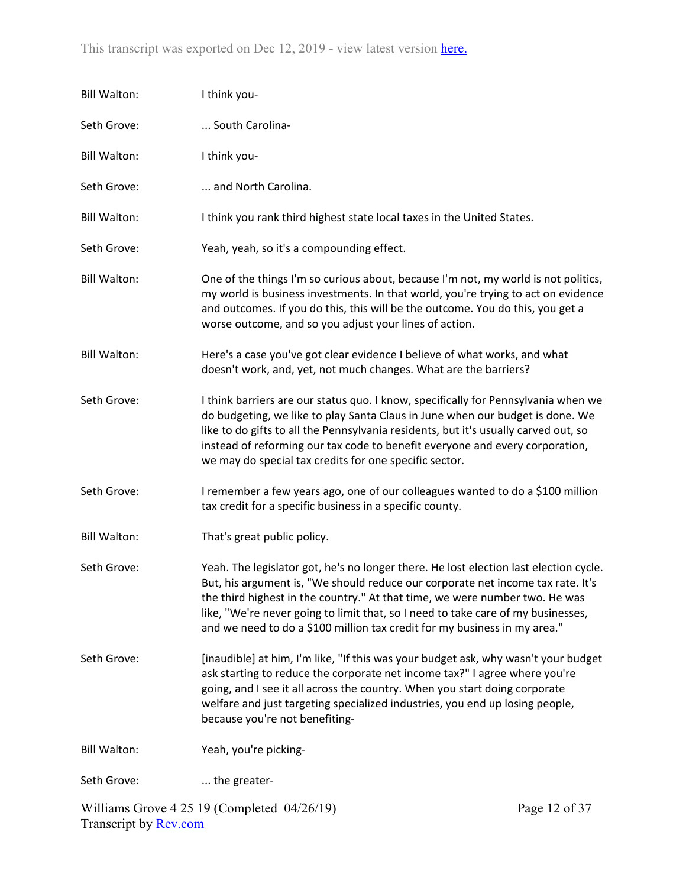Bill Walton: I think you-

Seth Grove: ... South Carolina-

Bill Walton: I think you-

Seth Grove: ... and North Carolina.

Bill Walton: I think you rank third highest state local taxes in the United States.

Seth Grove: Yeah, yeah, so it's a compounding effect.

Bill Walton: One of the things I'm so curious about, because I'm not, my world is not politics, my world is business investments. In that world, you're trying to act on evidence and outcomes. If you do this, this will be the outcome. You do this, you get a worse outcome, and so you adjust your lines of action.

Bill Walton: Here's a case you've got clear evidence I believe of what works, and what doesn't work, and, yet, not much changes. What are the barriers?

Seth Grove: I think barriers are our status quo. I know, specifically for Pennsylvania when we do budgeting, we like to play Santa Claus in June when our budget is done. We like to do gifts to all the Pennsylvania residents, but it's usually carved out, so instead of reforming our tax code to benefit everyone and every corporation, we may do special tax credits for one specific sector.

Seth Grove: I remember a few years ago, one of our colleagues wanted to do a $100 million tax credit for a specific business in a specific county.

Bill Walton: That's great public policy.

Seth Grove: Yeah. The legislator got, he's no longer there. He lost election last election cycle. But, his argument is, "We should reduce our corporate net income tax rate. It's the third highest in the country." At that time, we were number two. He was like, "We're never going to limit that, so I need to take care of my businesses, and we need to do a $100 million tax credit for my business in my area."

Seth Grove: [inaudible] at him, I'm like, "If this was your budget ask, why wasn't your budget ask starting to reduce the corporate net income tax?" I agree where you're going, and I see it all across the country. When you start doing corporate welfare and just targeting specialized industries, you end up losing people, because you're not benefiting-

Bill Walton: Yeah, you're picking-

Seth Grove: ... the greater-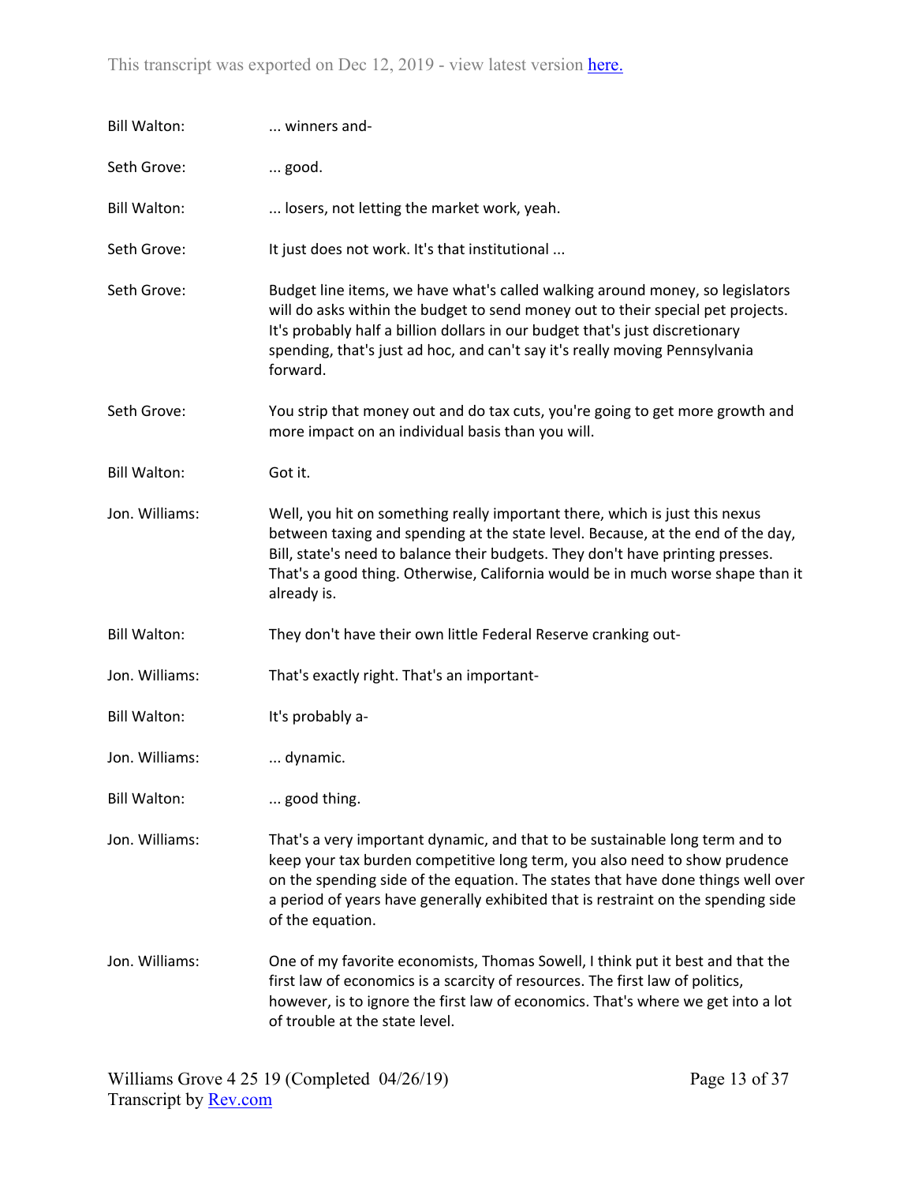Bill Walton: ... winners and-

Seth Grove: ... good.

Bill Walton: ... losers, not letting the market work, yeah.

Seth Grove: It just does not work. It's that institutional ...

Seth Grove: Budget line items, we have what's called walking around money, so legislators will do asks within the budget to send money out to their special pet projects. It's probably half a billion dollars in our budget that's just discretionary spending, that's just ad hoc, and can't say it's really moving Pennsylvania forward.

Seth Grove: You strip that money out and do tax cuts, you're going to get more growth and more impact on an individual basis than you will.

Bill Walton: Got it.

Jon. Williams: Well, you hit on something really important there, which is just this nexus between taxing and spending at the state level. Because, at the end of the day, Bill, state's need to balance their budgets. They don't have printing presses. That's a good thing. Otherwise, California would be in much worse shape than it already is.

Bill Walton: They don't have their own little Federal Reserve cranking out-

Jon. Williams: That's exactly right. That's an important-

Bill Walton: It's probably a-

Jon. Williams: ... dynamic.

Bill Walton: ... good thing.

Jon. Williams: That's a very important dynamic, and that to be sustainable long term and to keep your tax burden competitive long term, you also need to show prudence on the spending side of the equation. The states that have done things well over a period of years have generally exhibited that is restraint on the spending side of the equation.

Jon. Williams: One of my favorite economists, Thomas Sowell, I think put it best and that the first law of economics is a scarcity of resources. The first law of politics, however, is to ignore the first law of economics. That's where we get into a lot of trouble at the state level.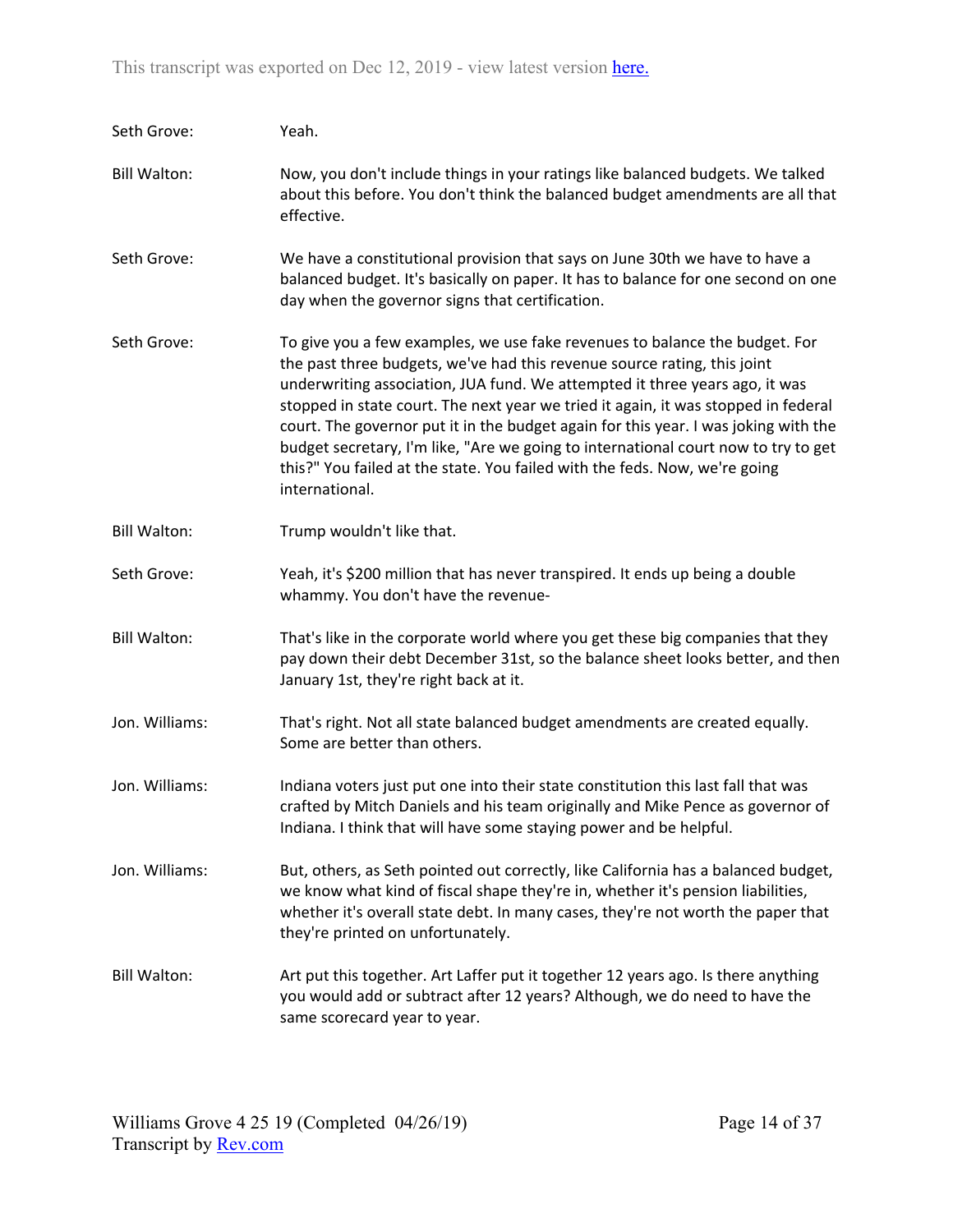Seth Grove: Yeah.

Bill Walton: Now, you don't include things in your ratings like balanced budgets. We talked about this before. You don't think the balanced budget amendments are all that effective.

Seth Grove: We have a constitutional provision that says on June 30th we have to have a balanced budget. It's basically on paper. It has to balance for one second on one day when the governor signs that certification.

Seth Grove: To give you a few examples, we use fake revenues to balance the budget. For the past three budgets, we've had this revenue source rating, this joint underwriting association, JUA fund. We attempted it three years ago, it was stopped in state court. The next year we tried it again, it was stopped in federal court. The governor put it in the budget again for this year. I was joking with the budget secretary, I'm like, "Are we going to international court now to try to get this?" You failed at the state. You failed with the feds. Now, we're going international.

Bill Walton: Trump wouldn't like that.

Seth Grove: Yeah, it's $200 million that has never transpired. It ends up being a double whammy. You don't have the revenue-

Bill Walton: That's like in the corporate world where you get these big companies that they pay down their debt December 31st, so the balance sheet looks better, and then January 1st, they're right back at it.

Jon. Williams: That's right. Not all state balanced budget amendments are created equally. Some are better than others.

Jon. Williams: Indiana voters just put one into their state constitution this last fall that was crafted by Mitch Daniels and his team originally and Mike Pence as governor of Indiana. I think that will have some staying power and be helpful.

Jon. Williams: But, others, as Seth pointed out correctly, like California has a balanced budget, we know what kind of fiscal shape they're in, whether it's pension liabilities, whether it's overall state debt. In many cases, they're not worth the paper that they're printed on unfortunately.

Bill Walton: Art put this together. Art Laffer put it together 12 years ago. Is there anything you would add or subtract after 12 years? Although, we do need to have the same scorecard year to year.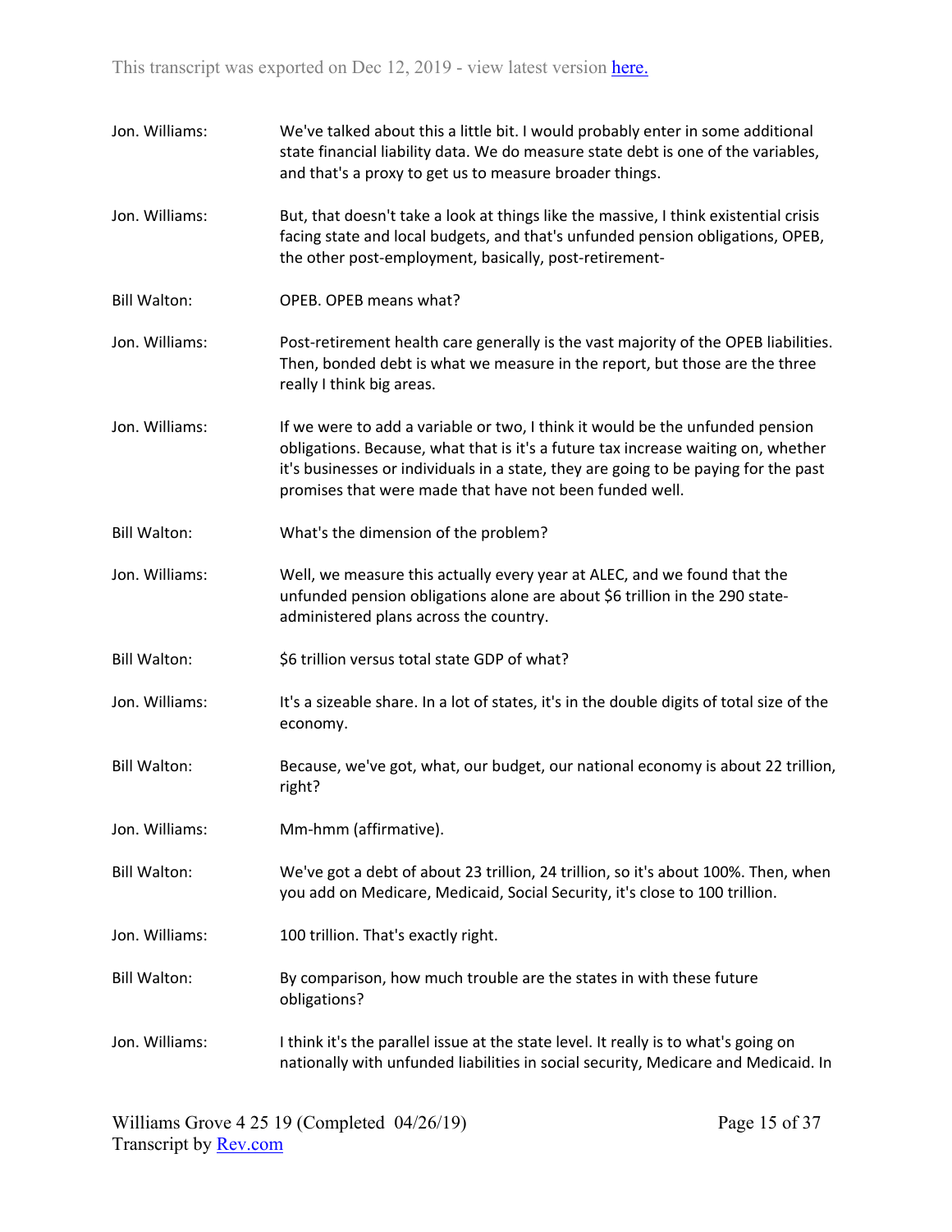Jon. Williams: We've talked about this a little bit. I would probably enter in some additional state financial liability data. We do measure state debt is one of the variables, and that's a proxy to get us to measure broader things.

Jon. Williams: But, that doesn't take a look at things like the massive, I think existential crisis facing state and local budgets, and that's unfunded pension obligations, OPEB, the other post-employment, basically, post-retirement-

Bill Walton: OPEB. OPEB means what?

Jon. Williams: Post-retirement health care generally is the vast majority of the OPEB liabilities. Then, bonded debt is what we measure in the report, but those are the three really I think big areas.

Jon. Williams: If we were to add a variable or two, I think it would be the unfunded pension obligations. Because, what that is it's a future tax increase waiting on, whether it's businesses or individuals in a state, they are going to be paying for the past promises that were made that have not been funded well.

Bill Walton: What's the dimension of the problem?

Jon. Williams: Well, we measure this actually every year at ALEC, and we found that the unfunded pension obligations alone are about $6 trillion in the 290 state-administered plans across the country.

Bill Walton: $6 trillion versus total state GDP of what?

Jon. Williams: It's a sizeable share. In a lot of states, it's in the double digits of total size of the economy.

Bill Walton: Because, we've got, what, our budget, our national economy is about 22 trillion, right?

Jon. Williams: Mm-hmm (affirmative).

Bill Walton: We've got a debt of about 23 trillion, 24 trillion, so it's about 100%. Then, when you add on Medicare, Medicaid, Social Security, it's close to 100 trillion.

Jon. Williams: 100 trillion. That's exactly right.

Bill Walton: By comparison, how much trouble are the states in with these future obligations?

Jon. Williams: I think it's the parallel issue at the state level. It really is to what's going on nationally with unfunded liabilities in social security, Medicare and Medicaid. In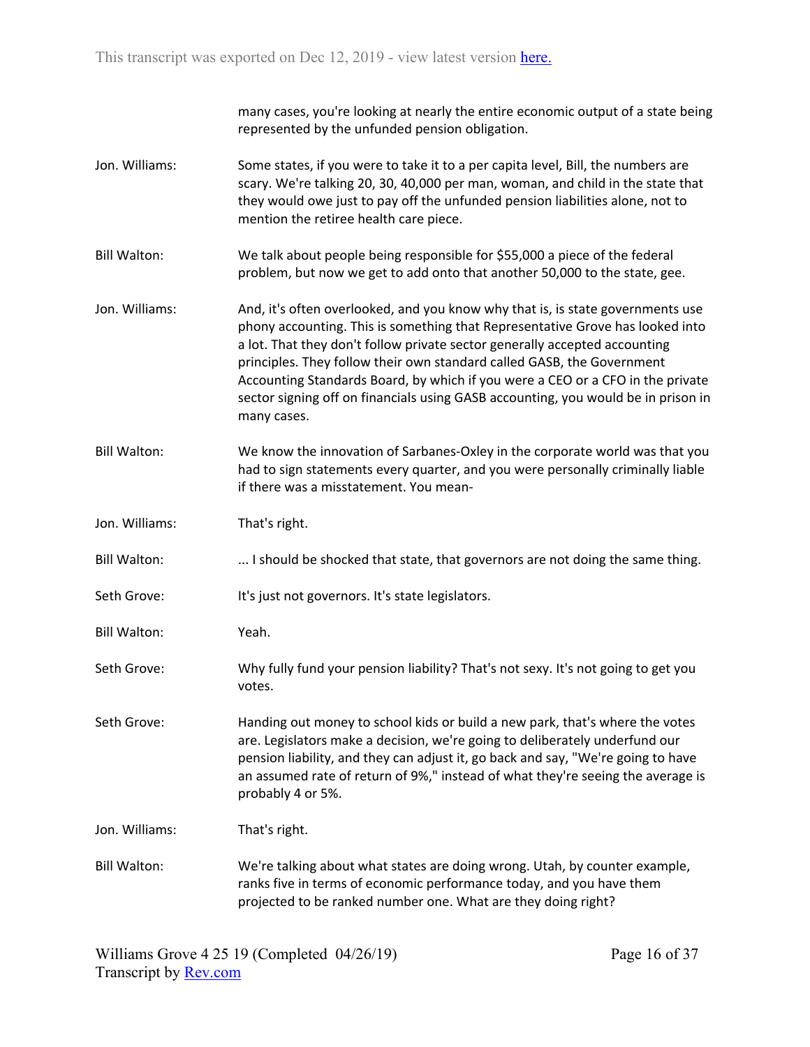many cases, you're looking at nearly the entire economic output of a state being represented by the unfunded pension obligation.

Jon. Williams: Some states, if you were to take it to a per capita level, Bill, the numbers are scary. We're talking 20, 30, 40,000 per man, woman, and child in the state that they would owe just to pay off the unfunded pension liabilities alone, not to mention the retiree health care piece.

Bill Walton: We talk about people being responsible for $55,000 a piece of the federal problem, but now we get to add onto that another 50,000 to the state, gee.

Jon. Williams: And, it's often overlooked, and you know why that is, is state governments use phony accounting. This is something that Representative Grove has looked into a lot. That they don't follow private sector generally accepted accounting principles. They follow their own standard called GASB, the Government Accounting Standards Board, by which if you were a CEO or a CFO in the private sector signing off on financials using GASB accounting, you would be in prison in many cases.

Bill Walton: We know the innovation of Sarbanes-Oxley in the corporate world was that you had to sign statements every quarter, and you were personally criminally liable if there was a misstatement. You mean-

Jon. Williams: That's right.

Bill Walton: ... I should be shocked that state, that governors are not doing the same thing.

Seth Grove: It's just not governors. It's state legislators.

Bill Walton: Yeah.

Seth Grove: Why fully fund your pension liability? That's not sexy. It's not going to get you votes.

Seth Grove: Handing out money to school kids or build a new park, that's where the votes are. Legislators make a decision, we're going to deliberately underfund our pension liability, and they can adjust it, go back and say, "We're going to have an assumed rate of return of 9%," instead of what they're seeing the average is probably 4 or 5%.

Jon. Williams: That's right.

Bill Walton: We're talking about what states are doing wrong. Utah, by counter example, ranks five in terms of economic performance today, and you have them projected to be ranked number one. What are they doing right?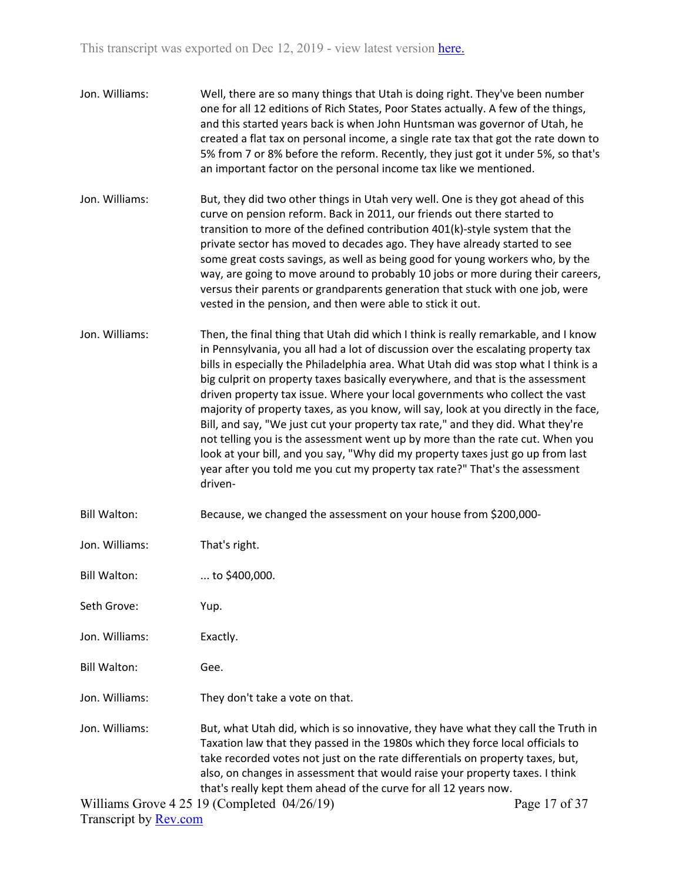Jon. Williams: Well, there are so many things that Utah is doing right. They've been number one for all 12 editions of Rich States, Poor States actually. A few of the things, and this started years back is when John Huntsman was governor of Utah, he created a flat tax on personal income, a single rate tax that got the rate down to 5% from 7 or 8% before the reform. Recently, they just got it under 5%, so that's an important factor on the personal income tax like we mentioned.

Jon. Williams: But, they did two other things in Utah very well. One is they got ahead of this curve on pension reform. Back in 2011, our friends out there started to transition to more of the defined contribution 401(k)-style system that the private sector has moved to decades ago. They have already started to see some great costs savings, as well as being good for young workers who, by the way, are going to move around to probably 10 jobs or more during their careers, versus their parents or grandparents generation that stuck with one job, were vested in the pension, and then were able to stick it out.

Jon. Williams: Then, the final thing that Utah did which I think is really remarkable, and I know in Pennsylvania, you all had a lot of discussion over the escalating property tax bills in especially the Philadelphia area. What Utah did was stop what I think is a big culprit on property taxes basically everywhere, and that is the assessment driven property tax issue. Where your local governments who collect the vast majority of property taxes, as you know, will say, look at you directly in the face, Bill, and say, "We just cut your property tax rate," and they did. What they're not telling you is the assessment went up by more than the rate cut. When you look at your bill, and you say, "Why did my property taxes just go up from last year after you told me you cut my property tax rate?" That's the assessment driven-

Bill Walton: Because, we changed the assessment on your house from $200,000-

Jon. Williams: That's right.

Bill Walton: ... to $400,000.

Seth Grove: Yup.

Jon. Williams: Exactly.

Bill Walton: Gee.

Jon. Williams: They don't take a vote on that.

Jon. Williams: But, what Utah did, which is so innovative, they have what they call the Truth in Taxation law that they passed in the 1980s which they force local officials to take recorded votes not just on the rate differentials on property taxes, but, also, on changes in assessment that would raise your property taxes. I think that's really kept them ahead of the curve for all 12 years now.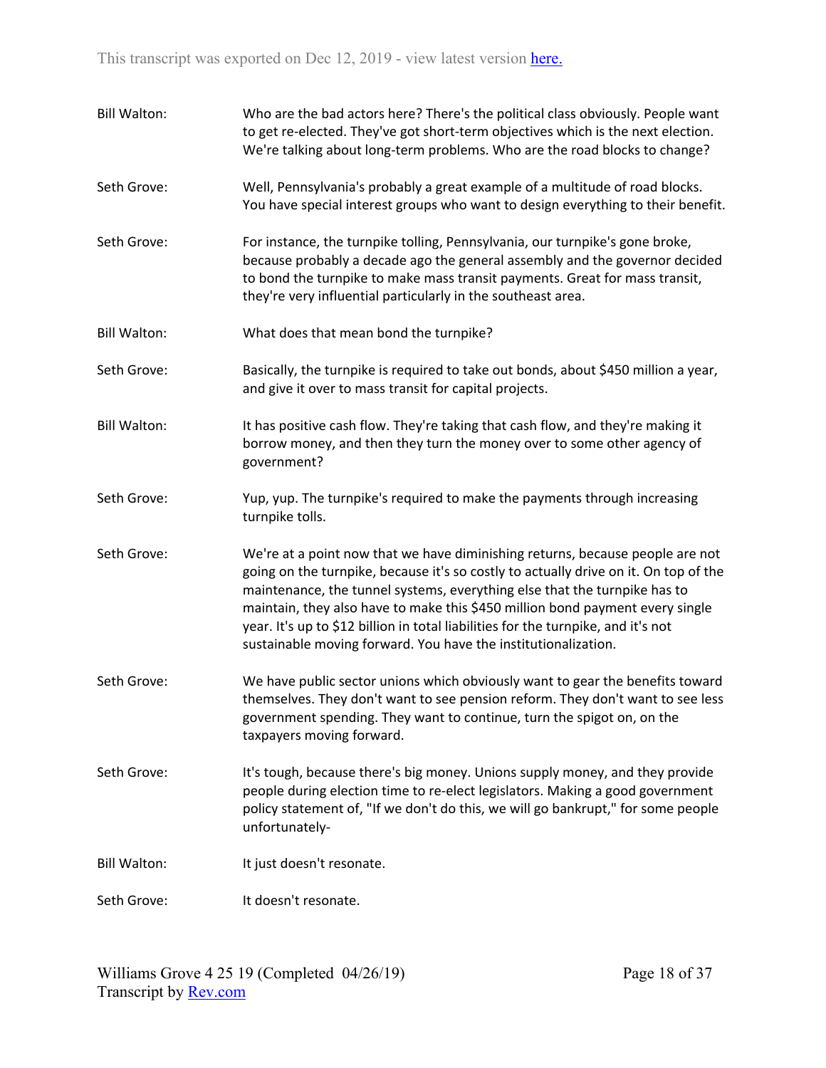Bill Walton: Who are the bad actors here? There's the political class obviously. People want to get re-elected. They've got short-term objectives which is the next election. We're talking about long-term problems. Who are the road blocks to change?

Seth Grove: Well, Pennsylvania's probably a great example of a multitude of road blocks. You have special interest groups who want to design everything to their benefit.

Seth Grove: For instance, the turnpike tolling, Pennsylvania, our turnpike's gone broke, because probably a decade ago the general assembly and the governor decided to bond the turnpike to make mass transit payments. Great for mass transit, they're very influential particularly in the southeast area.

Bill Walton: What does that mean bond the turnpike?

Seth Grove: Basically, the turnpike is required to take out bonds, about $450 million a year, and give it over to mass transit for capital projects.

Bill Walton: It has positive cash flow. They're taking that cash flow, and they're making it borrow money, and then they turn the money over to some other agency of government?

Seth Grove: Yup, yup. The turnpike's required to make the payments through increasing turnpike tolls.

Seth Grove: We're at a point now that we have diminishing returns, because people are not going on the turnpike, because it's so costly to actually drive on it. On top of the maintenance, the tunnel systems, everything else that the turnpike has to maintain, they also have to make this $450 million bond payment every single year. It's up to $12 billion in total liabilities for the turnpike, and it's not sustainable moving forward. You have the institutionalization.

Seth Grove: We have public sector unions which obviously want to gear the benefits toward themselves. They don't want to see pension reform. They don't want to see less government spending. They want to continue, turn the spigot on, on the taxpayers moving forward.

Seth Grove: It's tough, because there's big money. Unions supply money, and they provide people during election time to re-elect legislators. Making a good government policy statement of, "If we don't do this, we will go bankrupt," for some people unfortunately-

Bill Walton: It just doesn't resonate.

Seth Grove: It doesn't resonate.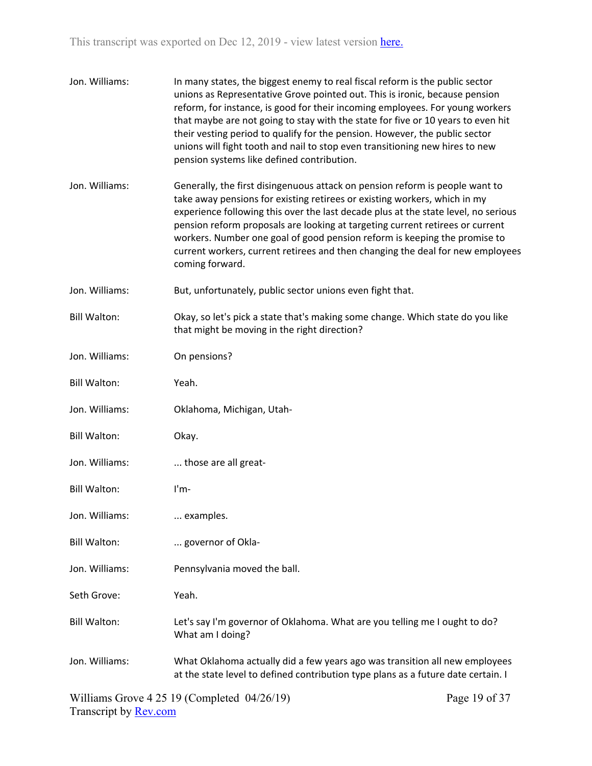Jon. Williams: In many states, the biggest enemy to real fiscal reform is the public sector unions as Representative Grove pointed out. This is ironic, because pension reform, for instance, is good for their incoming employees. For young workers that maybe are not going to stay with the state for five or 10 years to even hit their vesting period to qualify for the pension. However, the public sector unions will fight tooth and nail to stop even transitioning new hires to new pension systems like defined contribution.

Jon. Williams: Generally, the first disingenuous attack on pension reform is people want to take away pensions for existing retirees or existing workers, which in my experience following this over the last decade plus at the state level, no serious pension reform proposals are looking at targeting current retirees or current workers. Number one goal of good pension reform is keeping the promise to current workers, current retirees and then changing the deal for new employees coming forward.

Jon. Williams: But, unfortunately, public sector unions even fight that.

Bill Walton: Okay, so let's pick a state that's making some change. Which state do you like that might be moving in the right direction?

Jon. Williams: On pensions?

Bill Walton: Yeah.

Jon. Williams: Oklahoma, Michigan, Utah-

Bill Walton: Okay.

Jon. Williams: ... those are all great-

Bill Walton: I'm-

Jon. Williams: ... examples.

Bill Walton: ... governor of Okla-

Jon. Williams: Pennsylvania moved the ball.

Seth Grove: Yeah.

Bill Walton: Let's say I'm governor of Oklahoma. What are you telling me I ought to do? What am I doing?

Jon. Williams: What Oklahoma actually did a few years ago was transition all new employees at the state level to defined contribution type plans as a future date certain. I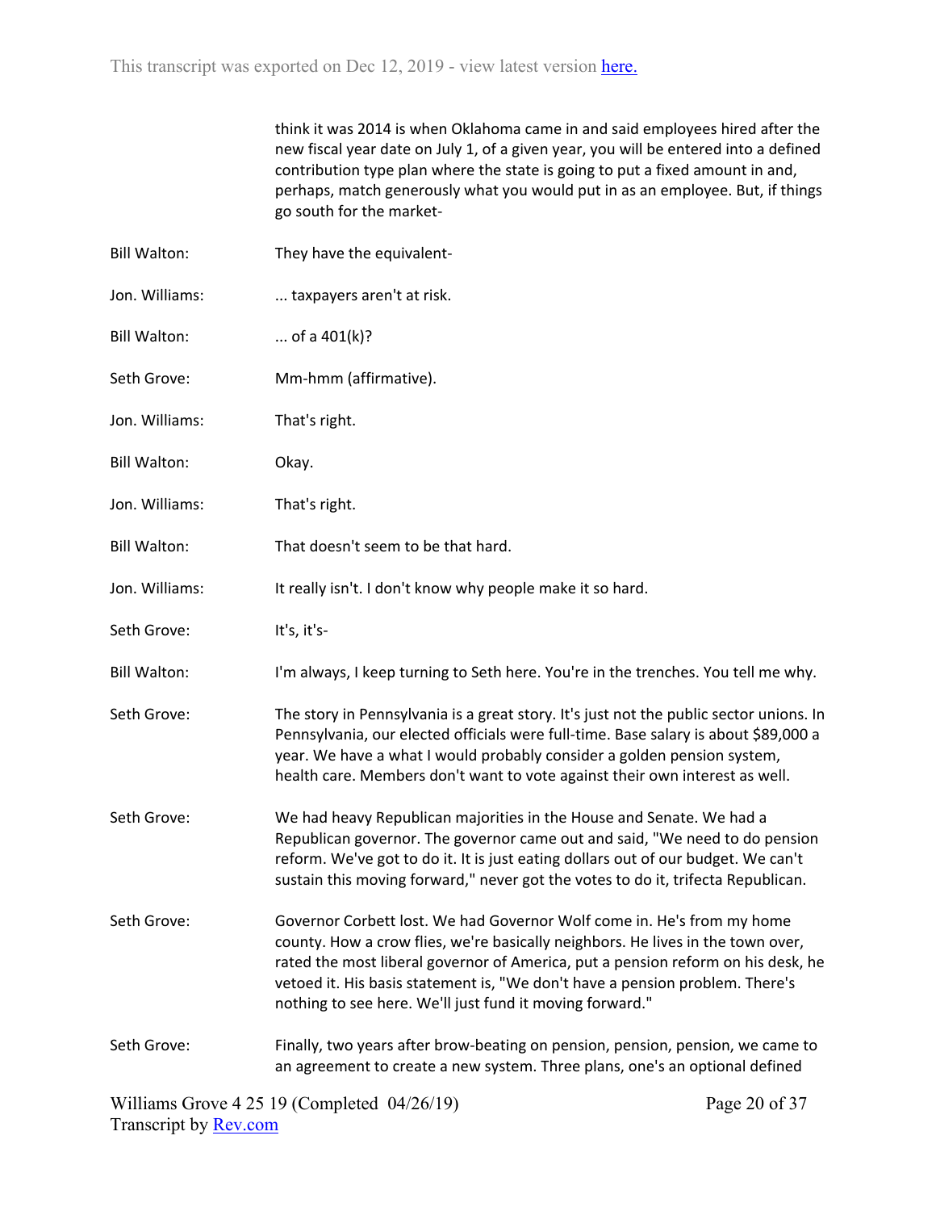think it was 2014 is when Oklahoma came in and said employees hired after the new fiscal year date on July 1, of a given year, you will be entered into a defined contribution type plan where the state is going to put a fixed amount in and, perhaps, match generously what you would put in as an employee. But, if things go south for the market-

Bill Walton: They have the equivalent-

Jon. Williams: ... taxpayers aren't at risk.

Bill Walton: ... of a 401(k)?

Seth Grove: Mm-hmm (affirmative).

Jon. Williams: That's right.

Bill Walton: Okay.

Jon. Williams: That's right.

Bill Walton: That doesn't seem to be that hard.

Jon. Williams: It really isn't. I don't know why people make it so hard.

Seth Grove: It's, it's-

Bill Walton: I'm always, I keep turning to Seth here. You're in the trenches. You tell me why.

Seth Grove: The story in Pennsylvania is a great story. It's just not the public sector unions. In Pennsylvania, our elected officials were full-time. Base salary is about $89,000 a year. We have a what I would probably consider a golden pension system, health care. Members don't want to vote against their own interest as well.

Seth Grove: We had heavy Republican majorities in the House and Senate. We had a Republican governor. The governor came out and said, "We need to do pension reform. We've got to do it. It is just eating dollars out of our budget. We can't sustain this moving forward," never got the votes to do it, trifecta Republican.

Seth Grove: Governor Corbett lost. We had Governor Wolf come in. He's from my home county. How a crow flies, we're basically neighbors. He lives in the town over, rated the most liberal governor of America, put a pension reform on his desk, he vetoed it. His basis statement is, "We don't have a pension problem. There's nothing to see here. We'll just fund it moving forward."

Seth Grove: Finally, two years after brow-beating on pension, pension, pension, we came to an agreement to create a new system. Three plans, one's an optional defined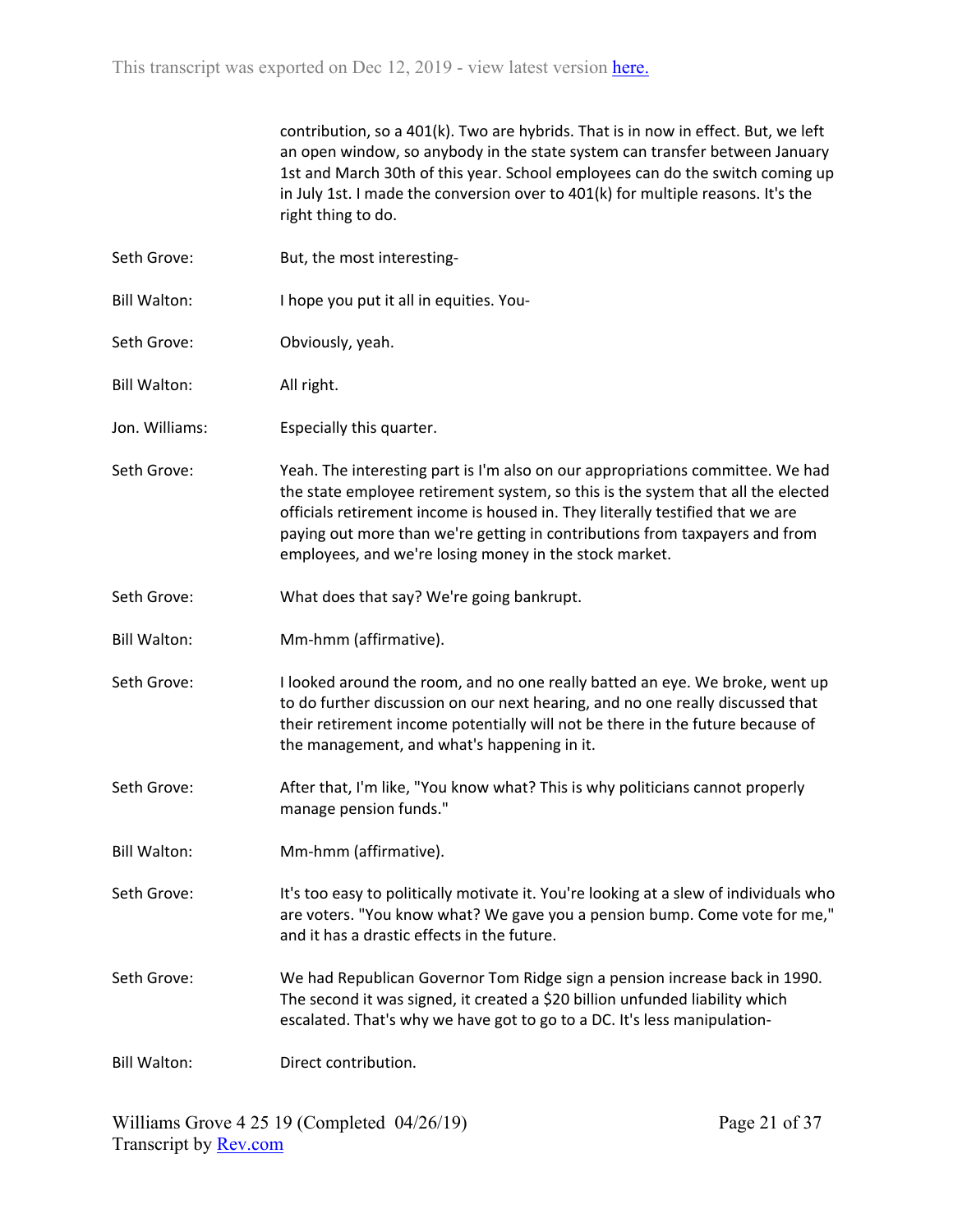contribution, so a 401(k). Two are hybrids. That is in now in effect. But, we left an open window, so anybody in the state system can transfer between January 1st and March 30th of this year. School employees can do the switch coming up in July 1st. I made the conversion over to 401(k) for multiple reasons. It's the right thing to do.

Seth Grove: But, the most interesting-

Bill Walton: I hope you put it all in equities. You-

Seth Grove: Obviously, yeah.

Bill Walton: All right.

Jon. Williams: Especially this quarter.

Seth Grove: Yeah. The interesting part is I'm also on our appropriations committee. We had the state employee retirement system, so this is the system that all the elected officials retirement income is housed in. They literally testified that we are paying out more than we're getting in contributions from taxpayers and from employees, and we're losing money in the stock market.

Seth Grove: What does that say? We're going bankrupt.

Bill Walton: Mm-hmm (affirmative).

Seth Grove: I looked around the room, and no one really batted an eye. We broke, went up to do further discussion on our next hearing, and no one really discussed that their retirement income potentially will not be there in the future because of the management, and what's happening in it.

Seth Grove: After that, I'm like, "You know what? This is why politicians cannot properly manage pension funds."

Bill Walton: Mm-hmm (affirmative).

Seth Grove: It's too easy to politically motivate it. You're looking at a slew of individuals who are voters. "You know what? We gave you a pension bump. Come vote for me," and it has a drastic effects in the future.

Seth Grove: We had Republican Governor Tom Ridge sign a pension increase back in 1990. The second it was signed, it created a $20 billion unfunded liability which escalated. That's why we have got to go to a DC. It's less manipulation-

Bill Walton: Direct contribution.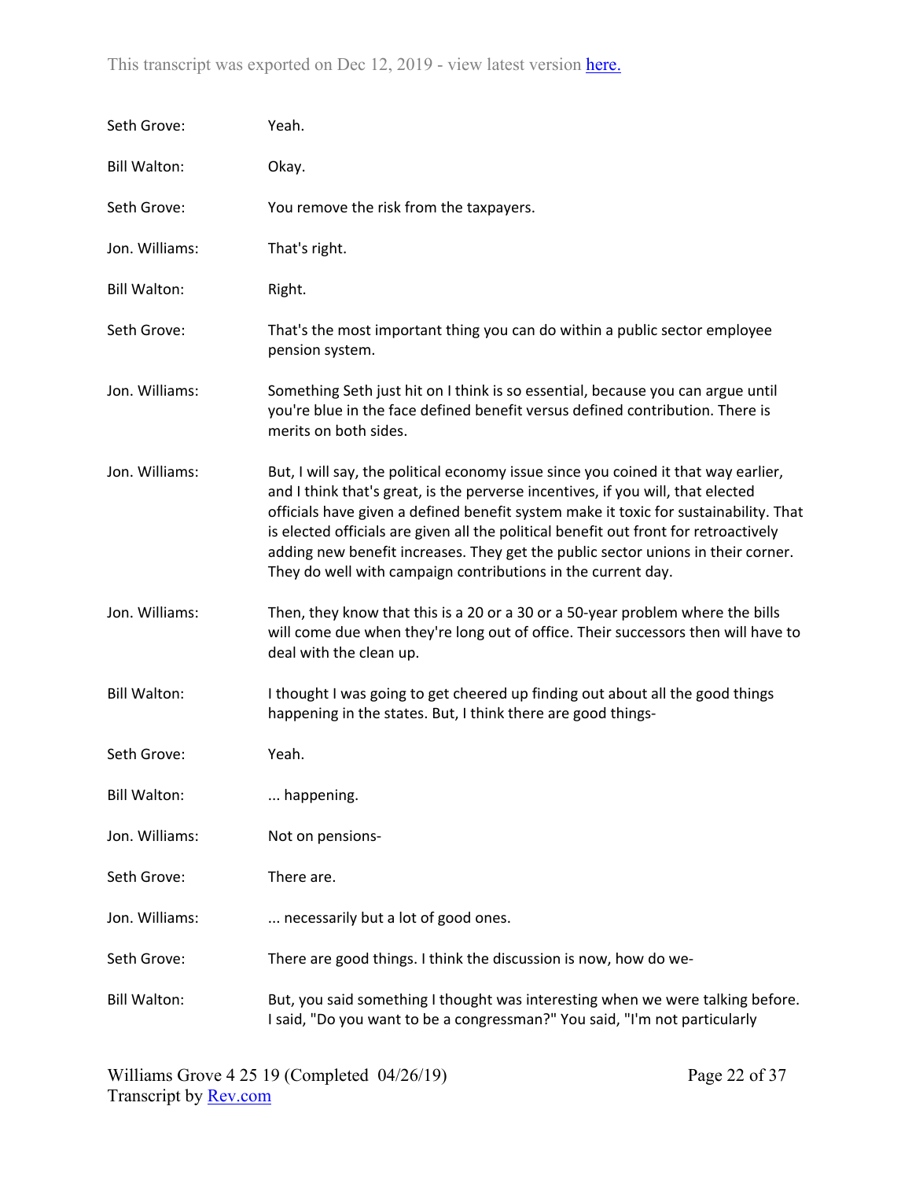Seth Grove: Yeah.

Bill Walton: Okay.

Seth Grove: You remove the risk from the taxpayers.

Jon. Williams: That's right.

Bill Walton: Right.

Seth Grove: That's the most important thing you can do within a public sector employee pension system.

Jon. Williams: Something Seth just hit on I think is so essential, because you can argue until you're blue in the face defined benefit versus defined contribution. There is merits on both sides.

Jon. Williams: But, I will say, the political economy issue since you coined it that way earlier, and I think that's great, is the perverse incentives, if you will, that elected officials have given a defined benefit system make it toxic for sustainability. That is elected officials are given all the political benefit out front for retroactively adding new benefit increases. They get the public sector unions in their corner. They do well with campaign contributions in the current day.

Jon. Williams: Then, they know that this is a 20 or a 30 or a 50-year problem where the bills will come due when they're long out of office. Their successors then will have to deal with the clean up.

Bill Walton: I thought I was going to get cheered up finding out about all the good things happening in the states. But, I think there are good things-

Seth Grove: Yeah.

Bill Walton: ... happening.

Jon. Williams: Not on pensions-

Seth Grove: There are.

Jon. Williams: ... necessarily but a lot of good ones.

Seth Grove: There are good things. I think the discussion is now, how do we-

Bill Walton: But, you said something I thought was interesting when we were talking before. I said, "Do you want to be a congressman?" You said, "I'm not particularly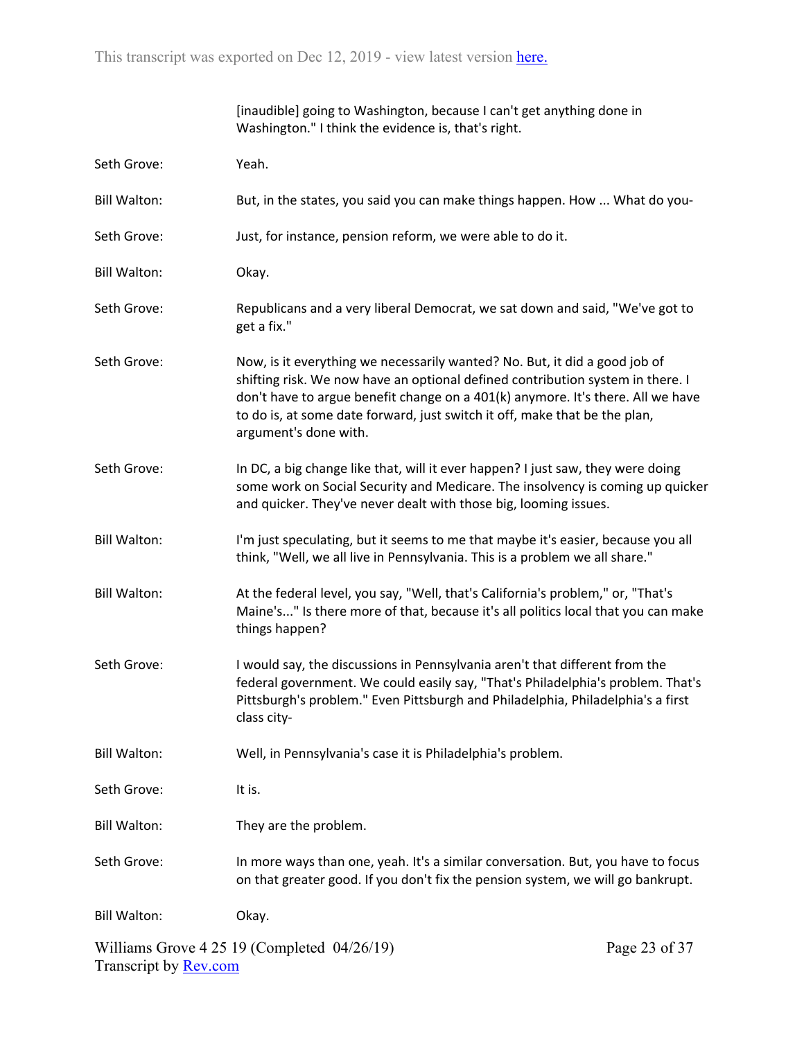[inaudible] going to Washington, because I can't get anything done in Washington." I think the evidence is, that's right.

**Seth Grove:** Yeah.

**Bill Walton:** But, in the states, you said you can make things happen. How ... What do you-

**Seth Grove:** Just, for instance, pension reform, we were able to do it.

**Bill Walton:** Okay.

**Seth Grove:** Republicans and a very liberal Democrat, we sat down and said, "We've got to get a fix."

**Seth Grove:** Now, is it everything we necessarily wanted? No. But, it did a good job of shifting risk. We now have an optional defined contribution system in there. I don't have to argue benefit change on a 401(k) anymore. It's there. All we have to do is, at some date forward, just switch it off, make that be the plan, argument's done with.

**Seth Grove:** In DC, a big change like that, will it ever happen? I just saw, they were doing some work on Social Security and Medicare. The insolvency is coming up quicker and quicker. They've never dealt with those big, looming issues.

**Bill Walton:** I'm just speculating, but it seems to me that maybe it's easier, because you all think, "Well, we all live in Pennsylvania. This is a problem we all share."

**Bill Walton:** At the federal level, you say, "Well, that's California's problem," or, "That's Maine's..." Is there more of that, because it's all politics local that you can make things happen?

**Seth Grove:** I would say, the discussions in Pennsylvania aren't that different from the federal government. We could easily say, "That's Philadelphia's problem. That's Pittsburgh's problem." Even Pittsburgh and Philadelphia, Philadelphia's a first class city-

**Bill Walton:** Well, in Pennsylvania's case it is Philadelphia's problem.

**Seth Grove:** It is.

**Bill Walton:** They are the problem.

**Seth Grove:** In more ways than one, yeah. It's a similar conversation. But, you have to focus on that greater good. If you don't fix the pension system, we will go bankrupt.

**Bill Walton:** Okay.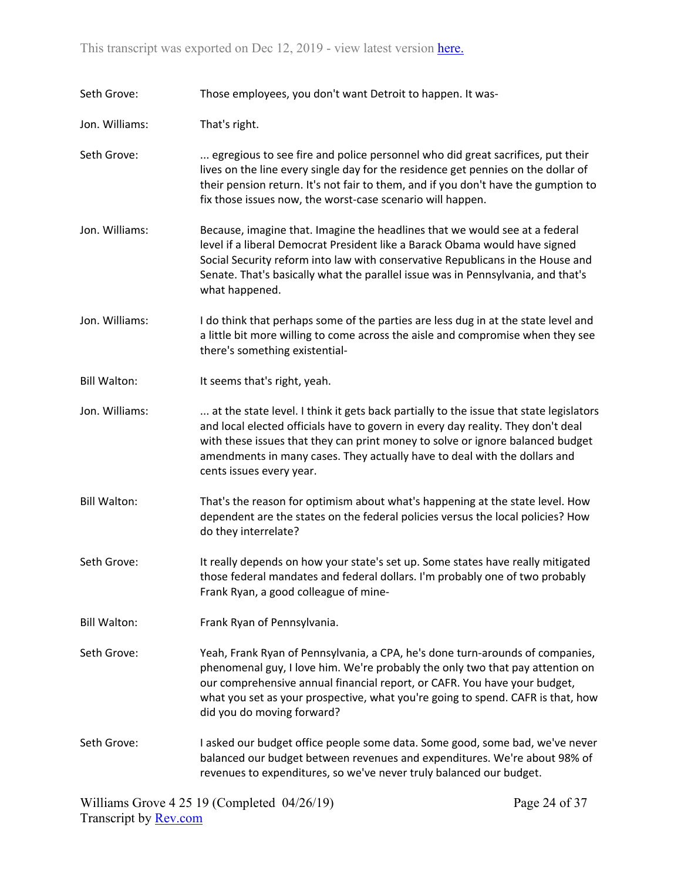Seth Grove: Those employees, you don't want Detroit to happen. It was-

Jon. Williams: That's right.

Seth Grove: ... egregious to see fire and police personnel who did great sacrifices, put their lives on the line every single day for the residence get pennies on the dollar of their pension return. It's not fair to them, and if you don't have the gumption to fix those issues now, the worst-case scenario will happen.

Jon. Williams: Because, imagine that. Imagine the headlines that we would see at a federal level if a liberal Democrat President like a Barack Obama would have signed Social Security reform into law with conservative Republicans in the House and Senate. That's basically what the parallel issue was in Pennsylvania, and that's what happened.

Jon. Williams: I do think that perhaps some of the parties are less dug in at the state level and a little bit more willing to come across the aisle and compromise when they see there's something existential-

Bill Walton: It seems that's right, yeah.

Jon. Williams: ... at the state level. I think it gets back partially to the issue that state legislators and local elected officials have to govern in every day reality. They don't deal with these issues that they can print money to solve or ignore balanced budget amendments in many cases. They actually have to deal with the dollars and cents issues every year.

Bill Walton: That's the reason for optimism about what's happening at the state level. How dependent are the states on the federal policies versus the local policies? How do they interrelate?

Seth Grove: It really depends on how your state's set up. Some states have really mitigated those federal mandates and federal dollars. I'm probably one of two probably Frank Ryan, a good colleague of mine-

Bill Walton: Frank Ryan of Pennsylvania.

Seth Grove: Yeah, Frank Ryan of Pennsylvania, a CPA, he's done turn-arounds of companies, phenomenal guy, I love him. We're probably the only two that pay attention on our comprehensive annual financial report, or CAFR. You have your budget, what you set as your prospective, what you're going to spend. CAFR is that, how did you do moving forward?

Seth Grove: I asked our budget office people some data. Some good, some bad, we've never balanced our budget between revenues and expenditures. We're about 98% of revenues to expenditures, so we've never truly balanced our budget.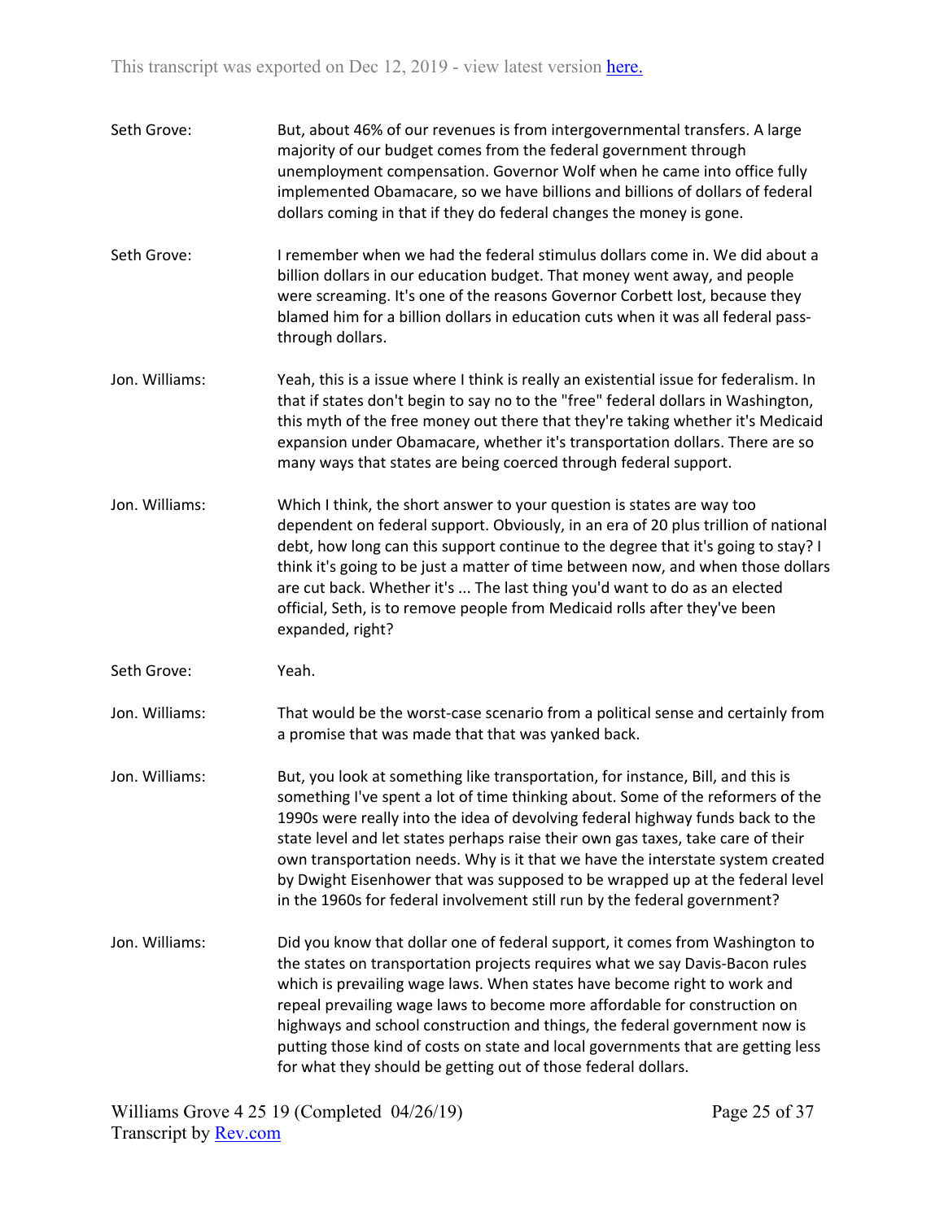Seth Grove: But, about 46% of our revenues is from intergovernmental transfers. A large majority of our budget comes from the federal government through unemployment compensation. Governor Wolf when he came into office fully implemented Obamacare, so we have billions and billions of dollars of federal dollars coming in that if they do federal changes the money is gone.

Seth Grove: I remember when we had the federal stimulus dollars come in. We did about a billion dollars in our education budget. That money went away, and people were screaming. It's one of the reasons Governor Corbett lost, because they blamed him for a billion dollars in education cuts when it was all federal pass-through dollars.

Jon. Williams: Yeah, this is a issue where I think is really an existential issue for federalism. In that if states don't begin to say no to the "free" federal dollars in Washington, this myth of the free money out there that they're taking whether it's Medicaid expansion under Obamacare, whether it's transportation dollars. There are so many ways that states are being coerced through federal support.

Jon. Williams: Which I think, the short answer to your question is states are way too dependent on federal support. Obviously, in an era of 20 plus trillion of national debt, how long can this support continue to the degree that it's going to stay? I think it's going to be just a matter of time between now, and when those dollars are cut back. Whether it's ... The last thing you'd want to do as an elected official, Seth, is to remove people from Medicaid rolls after they've been expanded, right?

Seth Grove: Yeah.

Jon. Williams: That would be the worst-case scenario from a political sense and certainly from a promise that was made that that was yanked back.

Jon. Williams: But, you look at something like transportation, for instance, Bill, and this is something I've spent a lot of time thinking about. Some of the reformers of the 1990s were really into the idea of devolving federal highway funds back to the state level and let states perhaps raise their own gas taxes, take care of their own transportation needs. Why is it that we have the interstate system created by Dwight Eisenhower that was supposed to be wrapped up at the federal level in the 1960s for federal involvement still run by the federal government?

Jon. Williams: Did you know that dollar one of federal support, it comes from Washington to the states on transportation projects requires what we say Davis-Bacon rules which is prevailing wage laws. When states have become right to work and repeal prevailing wage laws to become more affordable for construction on highways and school construction and things, the federal government now is putting those kind of costs on state and local governments that are getting less for what they should be getting out of those federal dollars.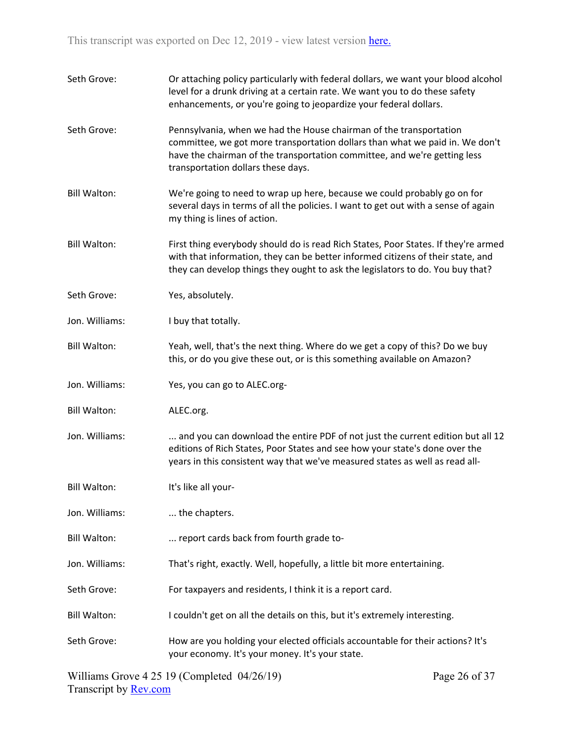Seth Grove: Or attaching policy particularly with federal dollars, we want your blood alcohol level for a drunk driving at a certain rate. We want you to do these safety enhancements, or you're going to jeopardize your federal dollars.

Seth Grove: Pennsylvania, when we had the House chairman of the transportation committee, we got more transportation dollars than what we paid in. We don't have the chairman of the transportation committee, and we're getting less transportation dollars these days.

Bill Walton: We're going to need to wrap up here, because we could probably go on for several days in terms of all the policies. I want to get out with a sense of again my thing is lines of action.

Bill Walton: First thing everybody should do is read Rich States, Poor States. If they're armed with that information, they can be better informed citizens of their state, and they can develop things they ought to ask the legislators to do. You buy that?

Seth Grove: Yes, absolutely.

Jon. Williams: I buy that totally.

Bill Walton: Yeah, well, that's the next thing. Where do we get a copy of this? Do we buy this, or do you give these out, or is this something available on Amazon?

Jon. Williams: Yes, you can go to ALEC.org-

Bill Walton: ALEC.org.

Jon. Williams: ... and you can download the entire PDF of not just the current edition but all 12 editions of Rich States, Poor States and see how your state's done over the years in this consistent way that we've measured states as well as read all-

Bill Walton: It's like all your-

Jon. Williams: ... the chapters.

Bill Walton: ... report cards back from fourth grade to-

Jon. Williams: That's right, exactly. Well, hopefully, a little bit more entertaining.

Seth Grove: For taxpayers and residents, I think it is a report card.

Bill Walton: I couldn't get on all the details on this, but it's extremely interesting.

Seth Grove: How are you holding your elected officials accountable for their actions? It's your economy. It's your money. It's your state.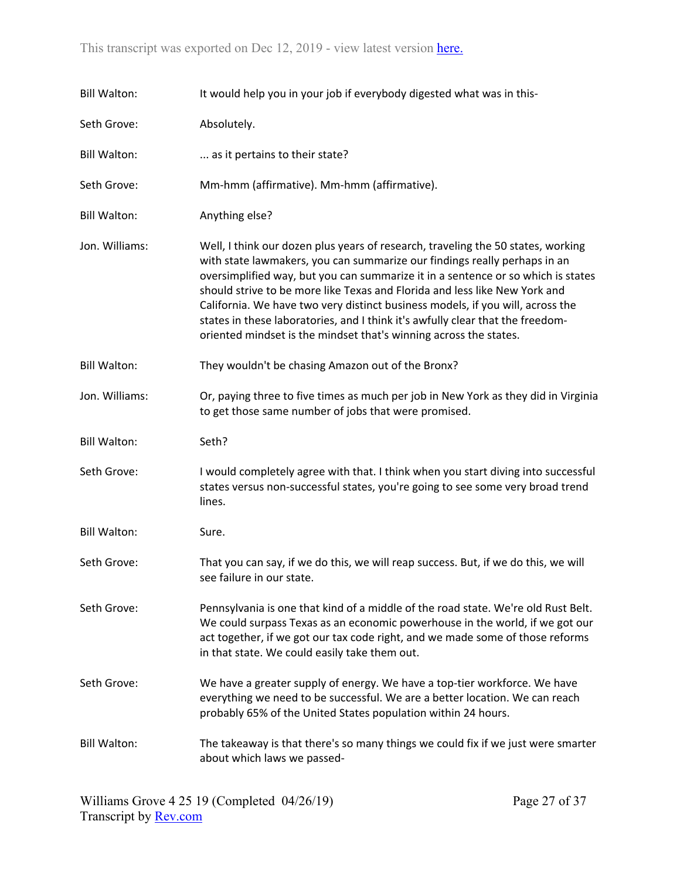Bill Walton: It would help you in your job if everybody digested what was in this-

Seth Grove: Absolutely.

Bill Walton: ... as it pertains to their state?

Seth Grove: Mm-hmm (affirmative). Mm-hmm (affirmative).

Bill Walton: Anything else?

Jon. Williams: Well, I think our dozen plus years of research, traveling the 50 states, working with state lawmakers, you can summarize our findings really perhaps in an oversimplified way, but you can summarize it in a sentence or so which is states should strive to be more like Texas and Florida and less like New York and California. We have two very distinct business models, if you will, across the states in these laboratories, and I think it's awfully clear that the freedom-oriented mindset is the mindset that's winning across the states.

Bill Walton: They wouldn't be chasing Amazon out of the Bronx?

Jon. Williams: Or, paying three to five times as much per job in New York as they did in Virginia to get those same number of jobs that were promised.

Bill Walton: Seth?

Seth Grove: I would completely agree with that. I think when you start diving into successful states versus non-successful states, you're going to see some very broad trend lines.

Bill Walton: Sure.

Seth Grove: That you can say, if we do this, we will reap success. But, if we do this, we will see failure in our state.

Seth Grove: Pennsylvania is one that kind of a middle of the road state. We're old Rust Belt. We could surpass Texas as an economic powerhouse in the world, if we got our act together, if we got our tax code right, and we made some of those reforms in that state. We could easily take them out.

Seth Grove: We have a greater supply of energy. We have a top-tier workforce. We have everything we need to be successful. We are a better location. We can reach probably 65% of the United States population within 24 hours.

Bill Walton: The takeaway is that there's so many things we could fix if we just were smarter about which laws we passed-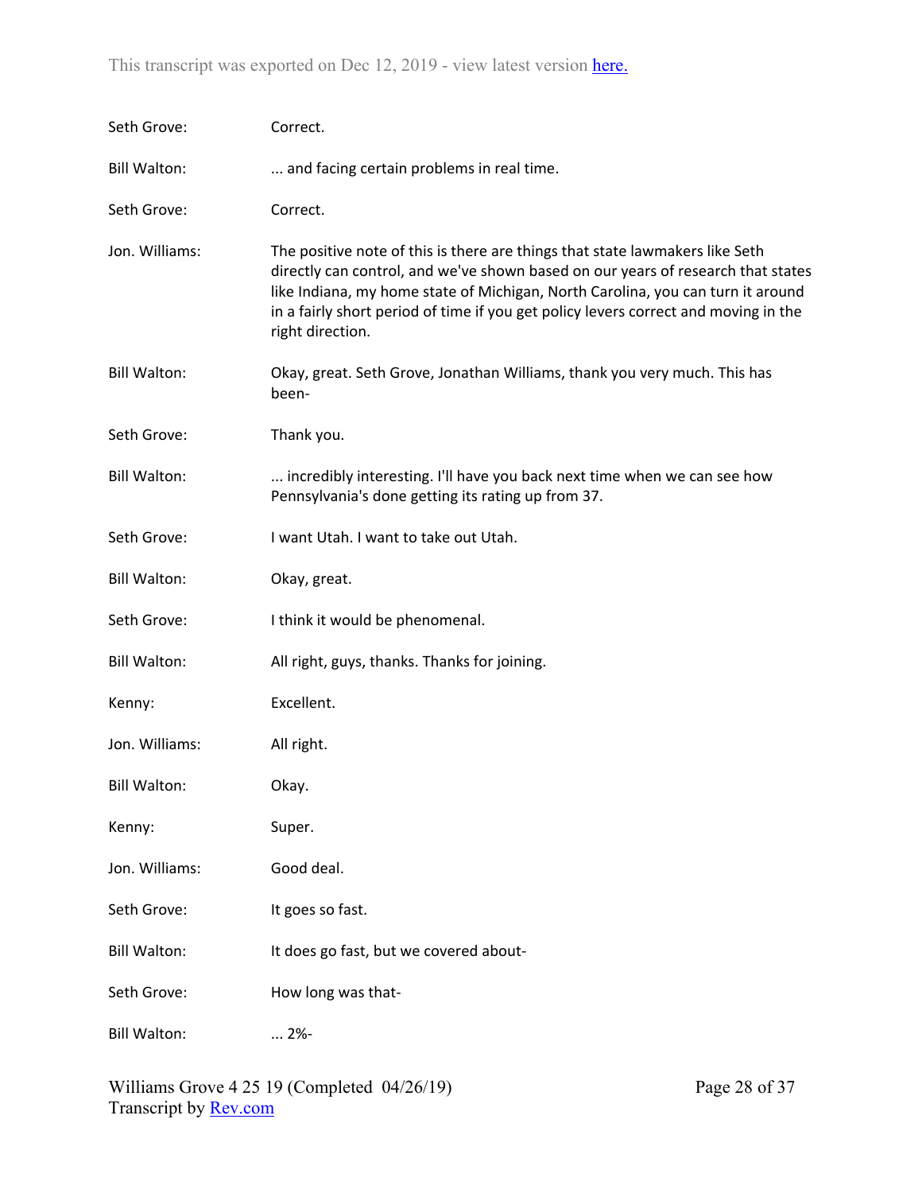Seth Grove: Correct.

Bill Walton: ... and facing certain problems in real time.

Seth Grove: Correct.

Jon. Williams: The positive note of this is there are things that state lawmakers like Seth directly can control, and we've shown based on our years of research that states like Indiana, my home state of Michigan, North Carolina, you can turn it around in a fairly short period of time if you get policy levers correct and moving in the right direction.

Bill Walton: Okay, great. Seth Grove, Jonathan Williams, thank you very much. This has been-

Seth Grove: Thank you.

Bill Walton: ... incredibly interesting. I'll have you back next time when we can see how Pennsylvania's done getting its rating up from 37.

Seth Grove: I want Utah. I want to take out Utah.

Bill Walton: Okay, great.

Seth Grove: I think it would be phenomenal.

Bill Walton: All right, guys, thanks. Thanks for joining.

Kenny: Excellent.

Jon. Williams: All right.

Bill Walton: Okay.

Kenny: Super.

Jon. Williams: Good deal.

Seth Grove: It goes so fast.

Bill Walton: It does go fast, but we covered about-

Seth Grove: How long was that-

Bill Walton: ... 2%-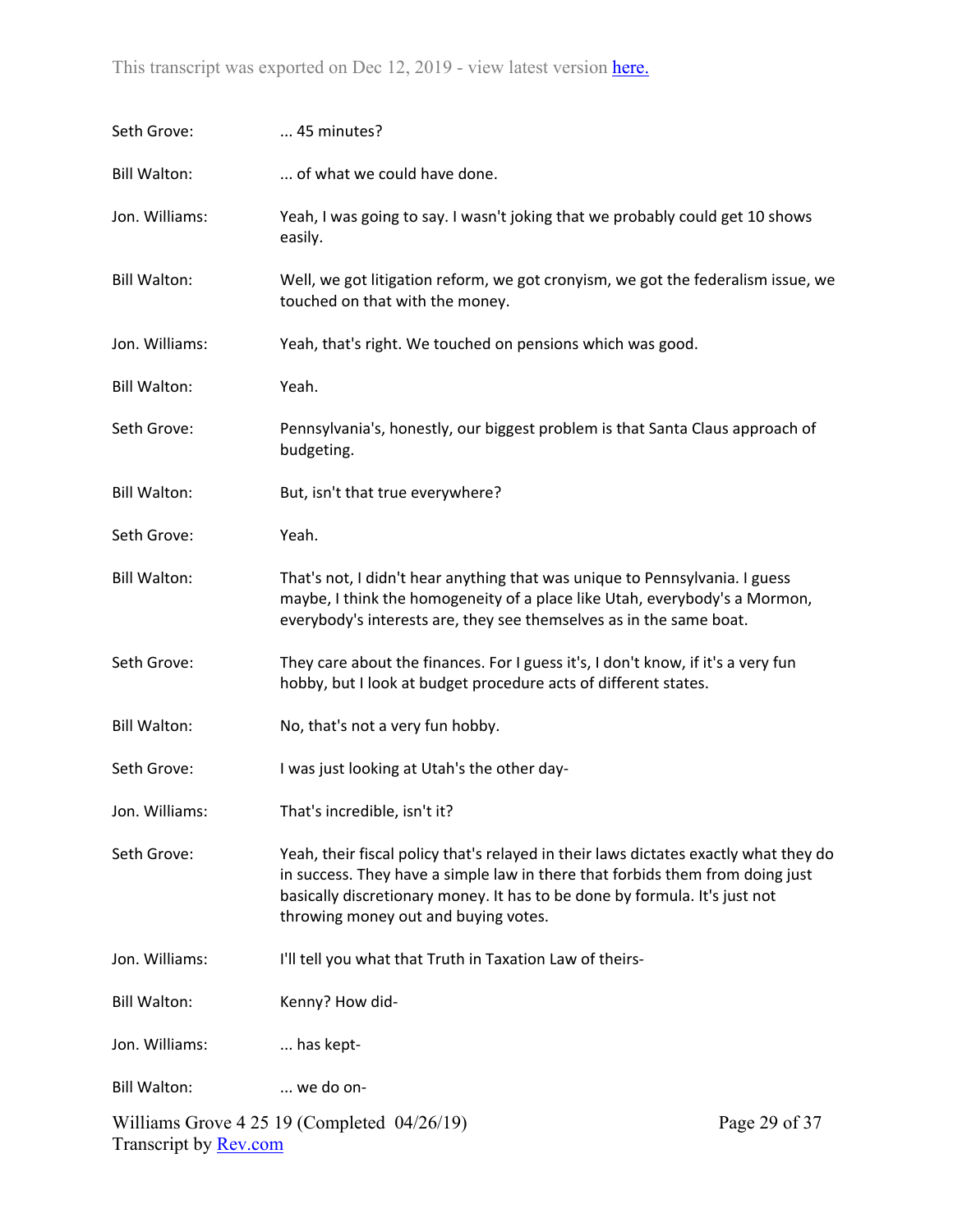Seth Grove: ... 45 minutes?

Bill Walton: ... of what we could have done.

Jon. Williams: Yeah, I was going to say. I wasn't joking that we probably could get 10 shows easily.

Bill Walton: Well, we got litigation reform, we got cronyism, we got the federalism issue, we touched on that with the money.

Jon. Williams: Yeah, that's right. We touched on pensions which was good.

Bill Walton: Yeah.

Seth Grove: Pennsylvania's, honestly, our biggest problem is that Santa Claus approach of budgeting.

Bill Walton: But, isn't that true everywhere?

Seth Grove: Yeah.

Bill Walton: That's not, I didn't hear anything that was unique to Pennsylvania. I guess maybe, I think the homogeneity of a place like Utah, everybody's a Mormon, everybody's interests are, they see themselves as in the same boat.

Seth Grove: They care about the finances. For I guess it's, I don't know, if it's a very fun hobby, but I look at budget procedure acts of different states.

Bill Walton: No, that's not a very fun hobby.

Seth Grove: I was just looking at Utah's the other day-

Jon. Williams: That's incredible, isn't it?

Seth Grove: Yeah, their fiscal policy that's relayed in their laws dictates exactly what they do in success. They have a simple law in there that forbids them from doing just basically discretionary money. It has to be done by formula. It's just not throwing money out and buying votes.

Jon. Williams: I'll tell you what that Truth in Taxation Law of theirs-

Bill Walton: Kenny? How did-

Jon. Williams: ... has kept-

Bill Walton: ... we do on-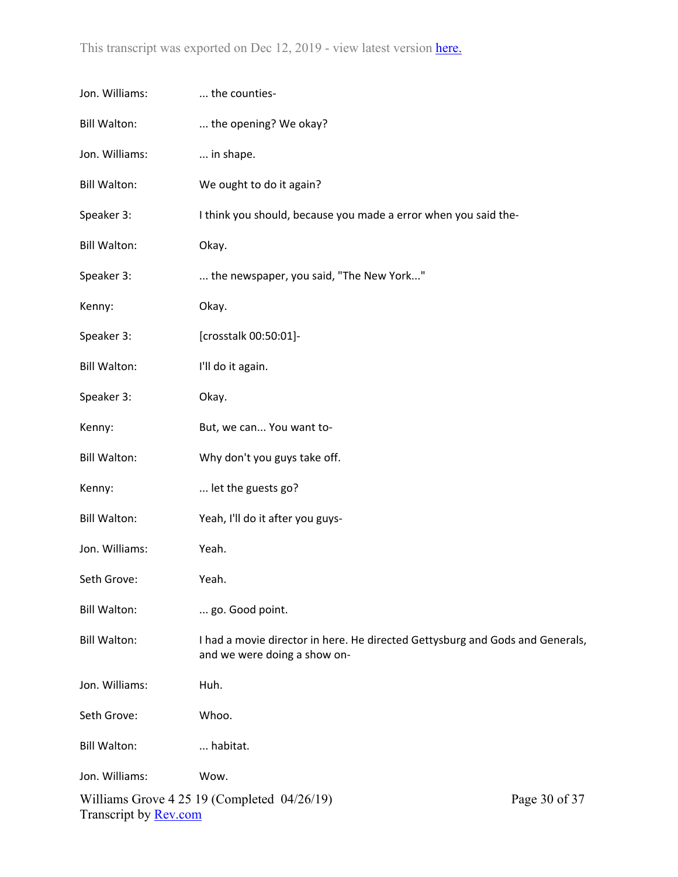Jon. Williams: ... the counties-

Bill Walton: ... the opening? We okay?

Jon. Williams: ... in shape.

Bill Walton: We ought to do it again?

Speaker 3: I think you should, because you made a error when you said the-

Bill Walton: Okay.

Speaker 3: ... the newspaper, you said, "The New York..."

Kenny: Okay.

Speaker 3: [crosstalk 00:50:01]-

Bill Walton: I'll do it again.

Speaker 3: Okay.

Kenny: But, we can... You want to-

Bill Walton: Why don't you guys take off.

Kenny: ... let the guests go?

Bill Walton: Yeah, I'll do it after you guys-

Jon. Williams: Yeah.

Seth Grove: Yeah.

Bill Walton: ... go. Good point.

Bill Walton: I had a movie director in here. He directed Gettysburg and Gods and Generals, and we were doing a show on-

Jon. Williams: Huh.

Seth Grove: Whoo.

Bill Walton: ... habitat.

Jon. Williams: Wow.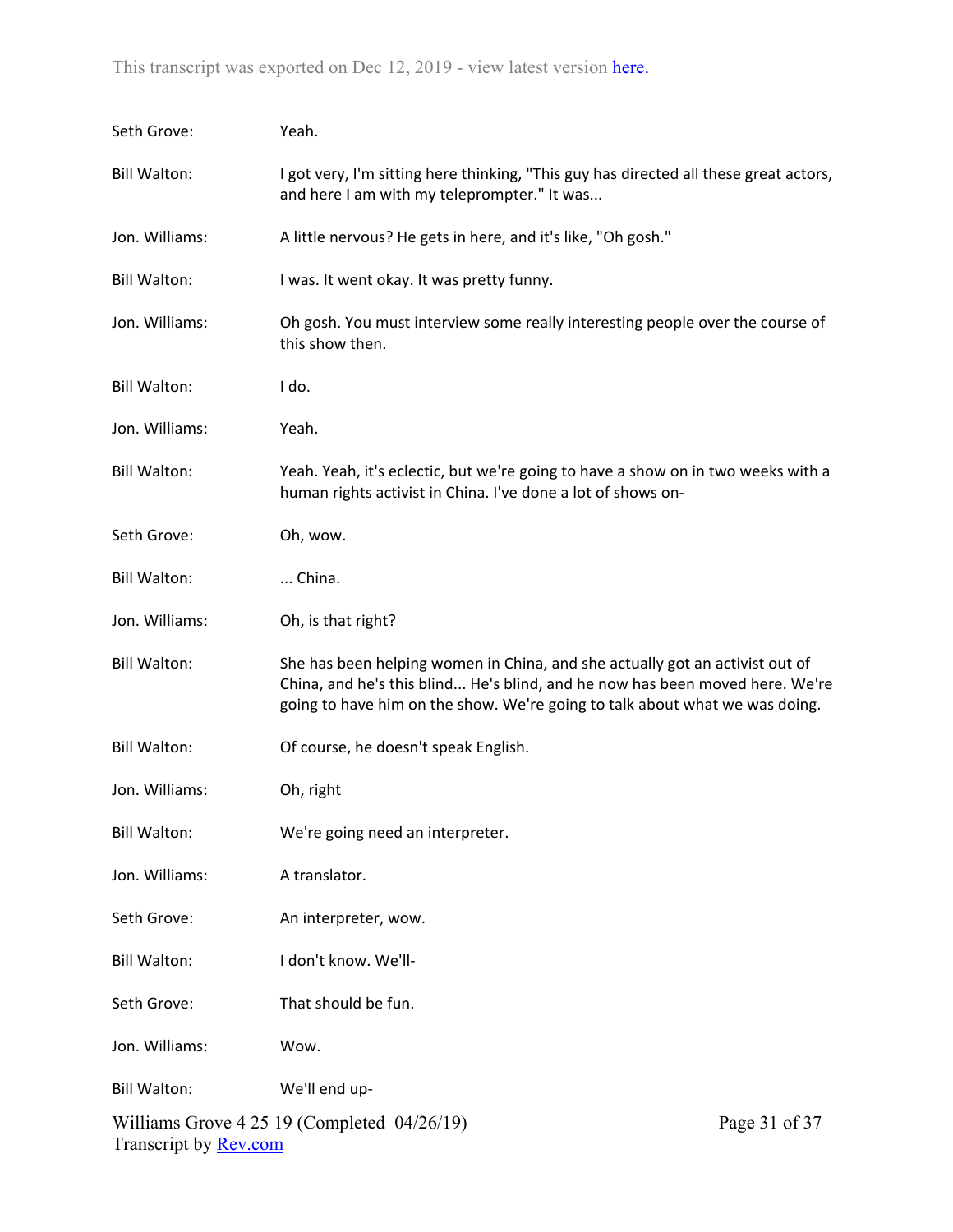Seth Grove: Yeah.

Bill Walton: I got very, I'm sitting here thinking, "This guy has directed all these great actors, and here I am with my teleprompter." It was...

Jon. Williams: A little nervous? He gets in here, and it's like, "Oh gosh."

Bill Walton: I was. It went okay. It was pretty funny.

Jon. Williams: Oh gosh. You must interview some really interesting people over the course of this show then.

Bill Walton: I do.

Jon. Williams: Yeah.

Bill Walton: Yeah. Yeah, it's eclectic, but we're going to have a show on in two weeks with a human rights activist in China. I've done a lot of shows on-

Seth Grove: Oh, wow.

Bill Walton: ... China.

Jon. Williams: Oh, is that right?

Bill Walton: She has been helping women in China, and she actually got an activist out of China, and he's this blind... He's blind, and he now has been moved here. We're going to have him on the show. We're going to talk about what we was doing.

Bill Walton: Of course, he doesn't speak English.

Jon. Williams: Oh, right

Bill Walton: We're going need an interpreter.

Jon. Williams: A translator.

Seth Grove: An interpreter, wow.

Bill Walton: I don't know. We'll-

Seth Grove: That should be fun.

Jon. Williams: Wow.

Bill Walton: We'll end up-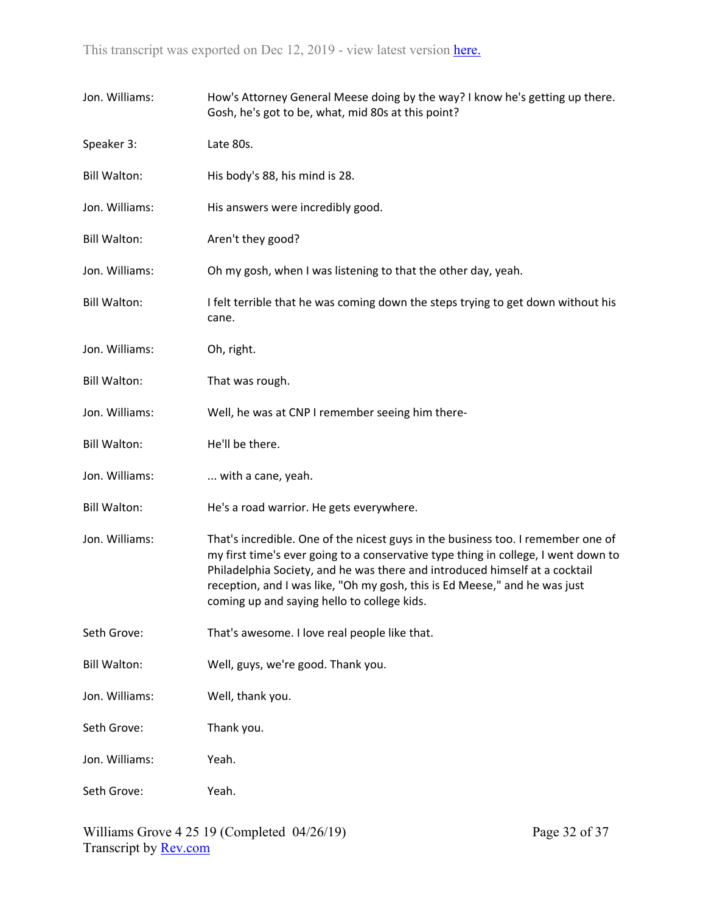Jon. Williams: How's Attorney General Meese doing by the way? I know he's getting up there. Gosh, he's got to be, what, mid 80s at this point?

Speaker 3: Late 80s.

Bill Walton: His body's 88, his mind is 28.

Jon. Williams: His answers were incredibly good.

Bill Walton: Aren't they good?

Jon. Williams: Oh my gosh, when I was listening to that the other day, yeah.

Bill Walton: I felt terrible that he was coming down the steps trying to get down without his cane.

Jon. Williams: Oh, right.

Bill Walton: That was rough.

Jon. Williams: Well, he was at CNP I remember seeing him there-

Bill Walton: He'll be there.

Jon. Williams: ... with a cane, yeah.

Bill Walton: He's a road warrior. He gets everywhere.

Jon. Williams: That's incredible. One of the nicest guys in the business too. I remember one of my first time's ever going to a conservative type thing in college, I went down to Philadelphia Society, and he was there and introduced himself at a cocktail reception, and I was like, "Oh my gosh, this is Ed Meese," and he was just coming up and saying hello to college kids.

Seth Grove: That's awesome. I love real people like that.

Bill Walton: Well, guys, we're good. Thank you.

Jon. Williams: Well, thank you.

Seth Grove: Thank you.

Jon. Williams: Yeah.

Seth Grove: Yeah.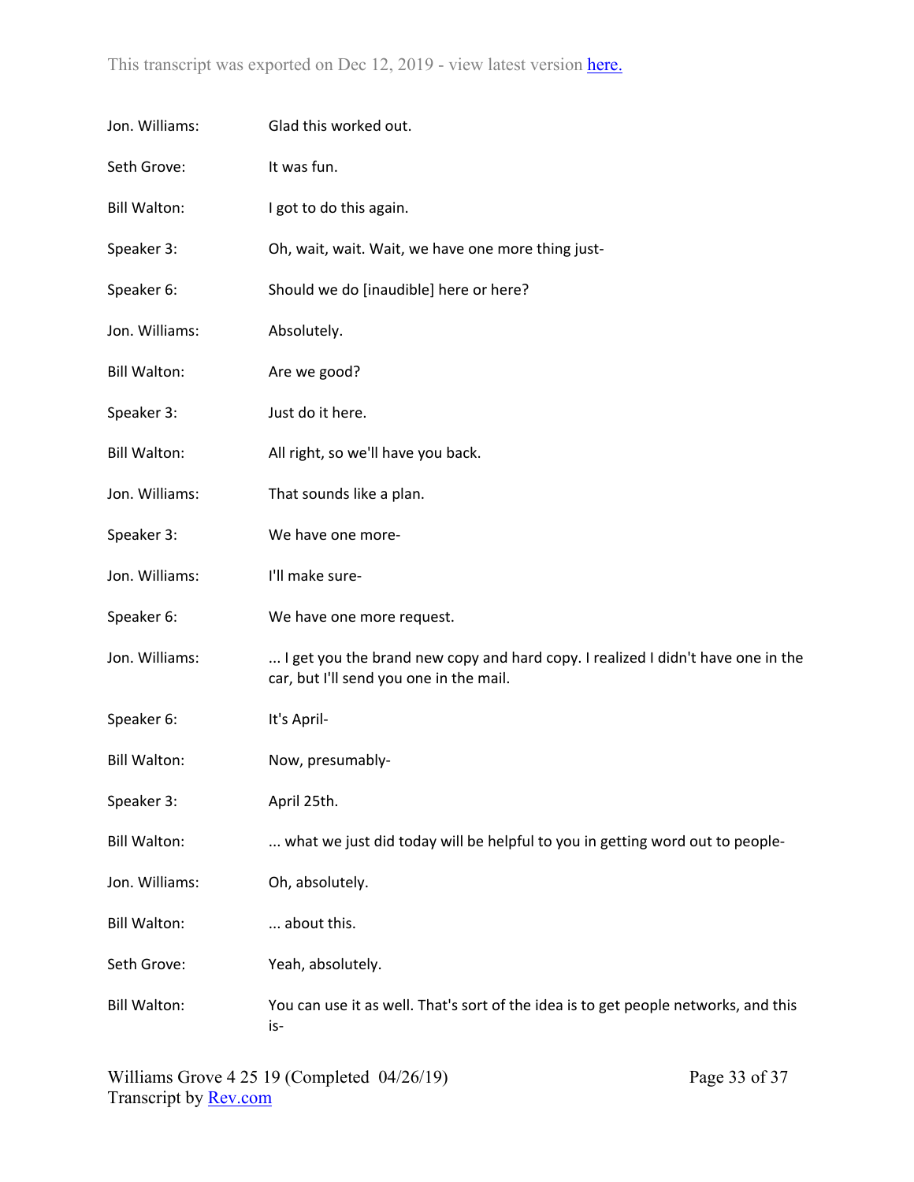Jon. Williams: Glad this worked out.

Seth Grove: It was fun.

Bill Walton: I got to do this again.

Speaker 3: Oh, wait, wait. Wait, we have one more thing just-

Speaker 6: Should we do [inaudible] here or here?

Jon. Williams: Absolutely.

Bill Walton: Are we good?

Speaker 3: Just do it here.

Bill Walton: All right, so we'll have you back.

Jon. Williams: That sounds like a plan.

Speaker 3: We have one more-

Jon. Williams: I'll make sure-

Speaker 6: We have one more request.

Jon. Williams: ... I get you the brand new copy and hard copy. I realized I didn't have one in the car, but I'll send you one in the mail.

Speaker 6: It's April-

Bill Walton: Now, presumably-

Speaker 3: April 25th.

Bill Walton: ... what we just did today will be helpful to you in getting word out to people-

Jon. Williams: Oh, absolutely.

Bill Walton: ... about this.

Seth Grove: Yeah, absolutely.

Bill Walton: You can use it as well. That's sort of the idea is to get people networks, and this is-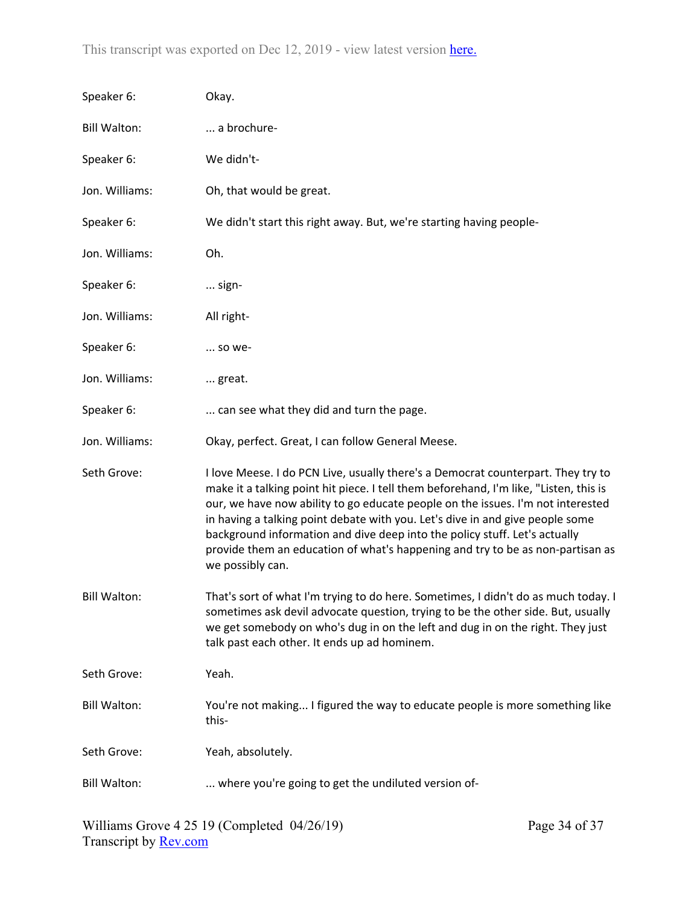Speaker 6: Okay.

Bill Walton: ... a brochure-

Speaker 6: We didn't-

Jon. Williams: Oh, that would be great.

Speaker 6: We didn't start this right away. But, we're starting having people-

Jon. Williams: Oh.

Speaker 6: ... sign-

Jon. Williams: All right-

Speaker 6: ... so we-

Jon. Williams: ... great.

Speaker 6: ... can see what they did and turn the page.

Jon. Williams: Okay, perfect. Great, I can follow General Meese.

Seth Grove: I love Meese. I do PCN Live, usually there's a Democrat counterpart. They try to make it a talking point hit piece. I tell them beforehand, I'm like, "Listen, this is our, we have now ability to go educate people on the issues. I'm not interested in having a talking point debate with you. Let's dive in and give people some background information and dive deep into the policy stuff. Let's actually provide them an education of what's happening and try to be as non-partisan as we possibly can.

Bill Walton: That's sort of what I'm trying to do here. Sometimes, I didn't do as much today. I sometimes ask devil advocate question, trying to be the other side. But, usually we get somebody on who's dug in on the left and dug in on the right. They just talk past each other. It ends up ad hominem.

Seth Grove: Yeah.

Bill Walton: You're not making... I figured the way to educate people is more something like this-

Seth Grove: Yeah, absolutely.

Bill Walton: ... where you're going to get the undiluted version of-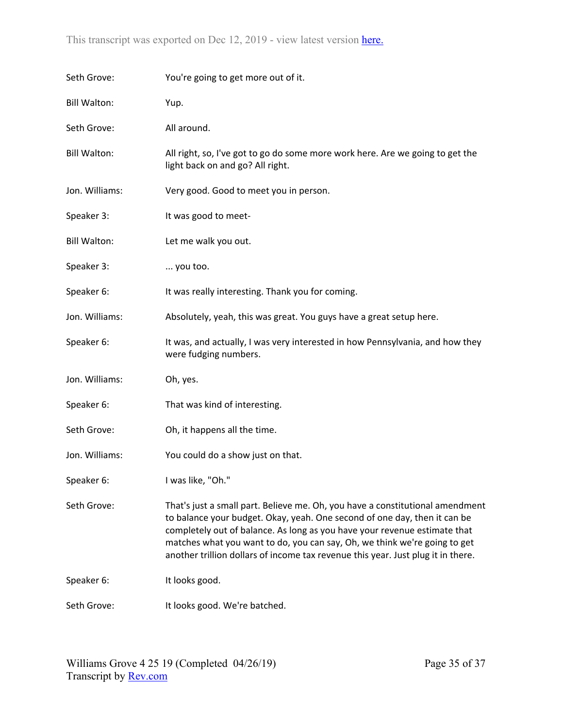Seth Grove: You're going to get more out of it.

Bill Walton: Yup.

Seth Grove: All around.

Bill Walton: All right, so, I've got to go do some more work here. Are we going to get the light back on and go? All right.

Jon. Williams: Very good. Good to meet you in person.

Speaker 3: It was good to meet-

Bill Walton: Let me walk you out.

Speaker 3: ... you too.

Speaker 6: It was really interesting. Thank you for coming.

Jon. Williams: Absolutely, yeah, this was great. You guys have a great setup here.

Speaker 6: It was, and actually, I was very interested in how Pennsylvania, and how they were fudging numbers.

Jon. Williams: Oh, yes.

Speaker 6: That was kind of interesting.

Seth Grove: Oh, it happens all the time.

Jon. Williams: You could do a show just on that.

Speaker 6: I was like, "Oh."

Seth Grove: That's just a small part. Believe me. Oh, you have a constitutional amendment to balance your budget. Okay, yeah. One second of one day, then it can be completely out of balance. As long as you have your revenue estimate that matches what you want to do, you can say, Oh, we think we're going to get another trillion dollars of income tax revenue this year. Just plug it in there.

Speaker 6: It looks good.

Seth Grove: It looks good. We're batched.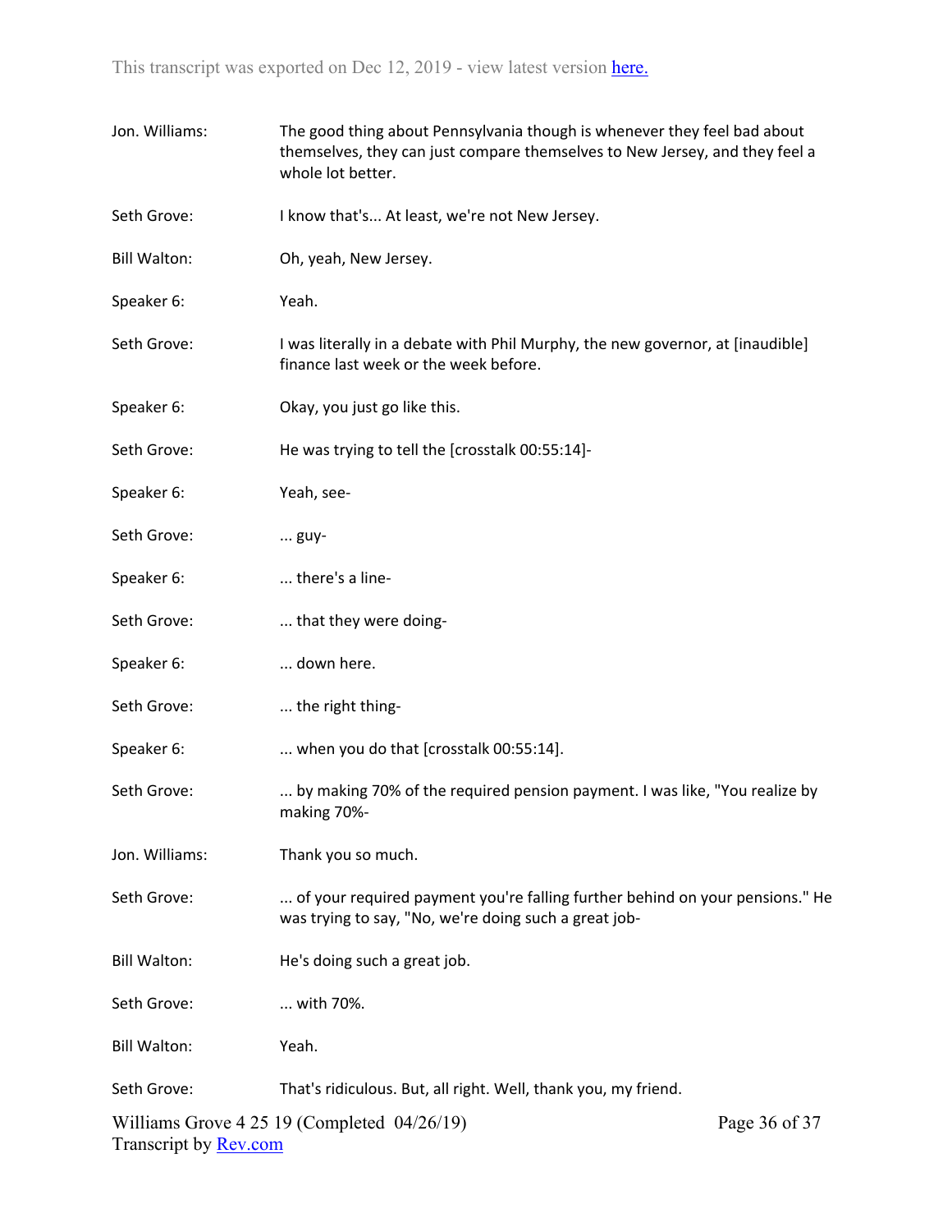Jon. Williams: The good thing about Pennsylvania though is whenever they feel bad about themselves, they can just compare themselves to New Jersey, and they feel a whole lot better.

Seth Grove: I know that's... At least, we're not New Jersey.

Bill Walton: Oh, yeah, New Jersey.

Speaker 6: Yeah.

Seth Grove: I was literally in a debate with Phil Murphy, the new governor, at [inaudible] finance last week or the week before.

Speaker 6: Okay, you just go like this.

Seth Grove: He was trying to tell the [crosstalk 00:55:14]-

Speaker 6: Yeah, see-

Seth Grove: ... guy-

Speaker 6: ... there's a line-

Seth Grove: ... that they were doing-

Speaker 6: ... down here.

Seth Grove: ... the right thing-

Speaker 6: ... when you do that [crosstalk 00:55:14].

Seth Grove: ... by making 70% of the required pension payment. I was like, "You realize by making 70%-

Jon. Williams: Thank you so much.

Seth Grove: ... of your required payment you're falling further behind on your pensions." He was trying to say, "No, we're doing such a great job-

Bill Walton: He's doing such a great job.

Seth Grove: ... with 70%.

Bill Walton: Yeah.

Seth Grove: That's ridiculous. But, all right. Well, thank you, my friend.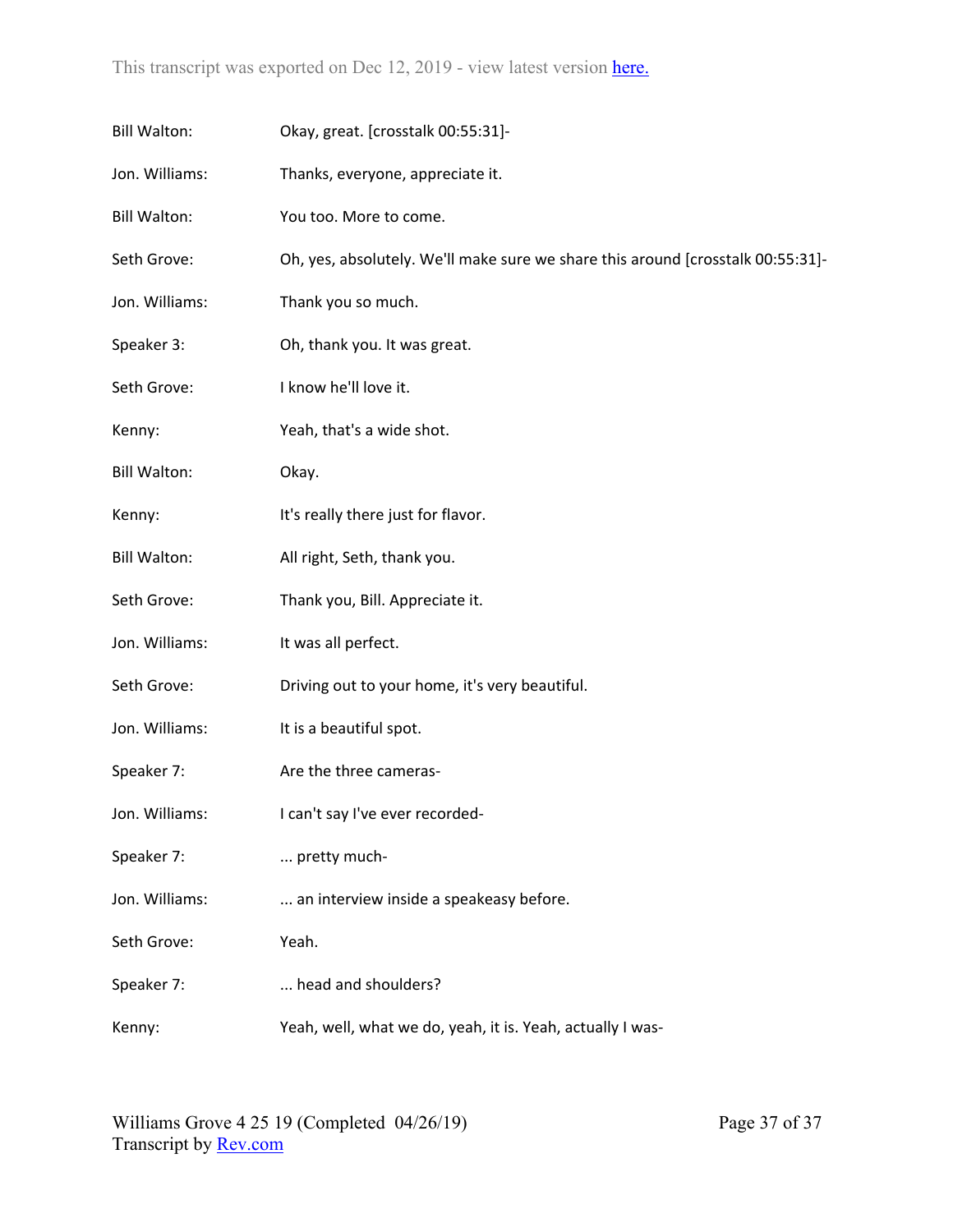Bill Walton: Okay, great. [crosstalk 00:55:31]-

Jon. Williams: Thanks, everyone, appreciate it.

Bill Walton: You too. More to come.

Seth Grove: Oh, yes, absolutely. We'll make sure we share this around [crosstalk 00:55:31]-

Jon. Williams: Thank you so much.

Speaker 3: Oh, thank you. It was great.

Seth Grove: I know he'll love it.

Kenny: Yeah, that's a wide shot.

Bill Walton: Okay.

Kenny: It's really there just for flavor.

Bill Walton: All right, Seth, thank you.

Seth Grove: Thank you, Bill. Appreciate it.

Jon. Williams: It was all perfect.

Seth Grove: Driving out to your home, it's very beautiful.

Jon. Williams: It is a beautiful spot.

Speaker 7: Are the three cameras-

Jon. Williams: I can't say I've ever recorded-

Speaker 7: ... pretty much-

Jon. Williams: ... an interview inside a speakeasy before.

Seth Grove: Yeah.

Speaker 7: ... head and shoulders?

Kenny: Yeah, well, what we do, yeah, it is. Yeah, actually I was-